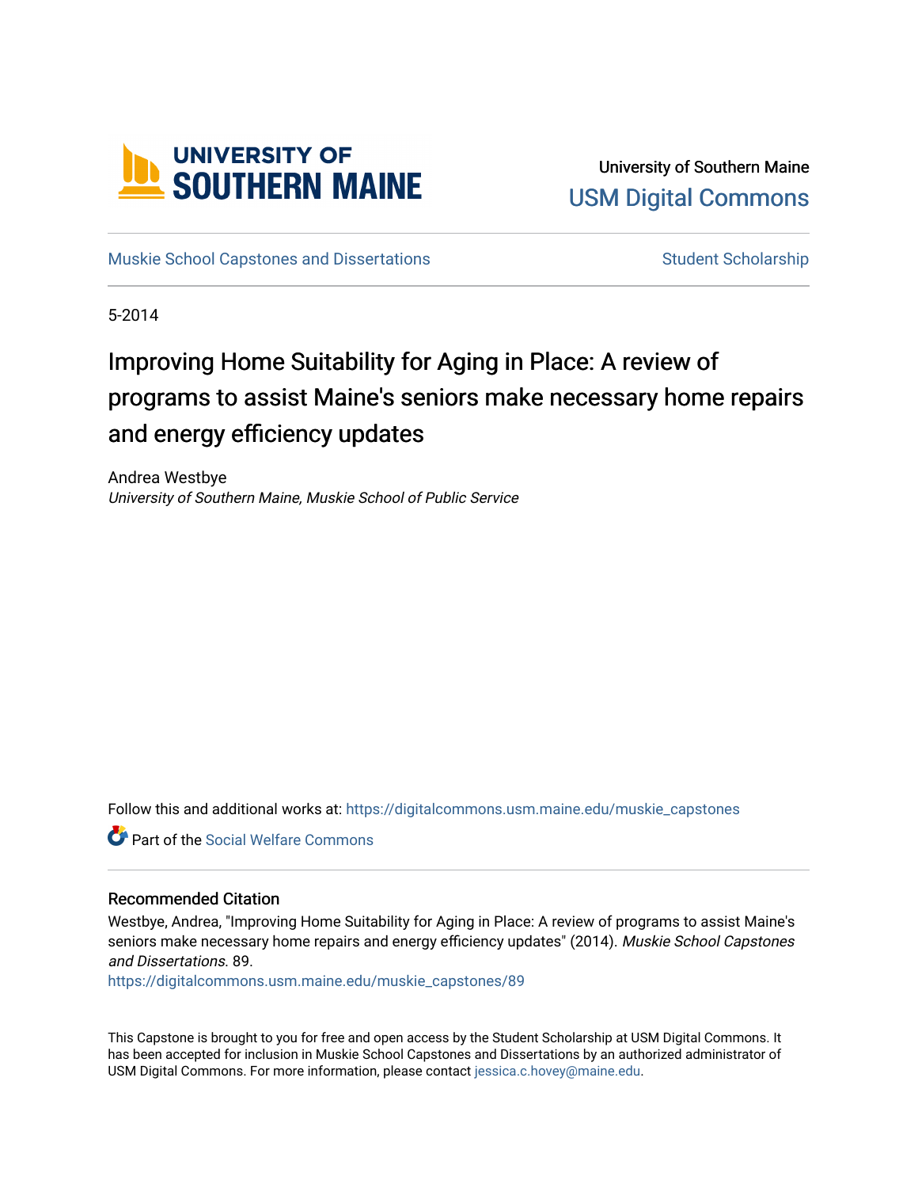University of Southern Maine

USM Digital Commons

Muskie School Capstones and Dissertations

Student Scholarship

5-2014

# Improving Home Suitability for Aging in Place: A review of programs to assist Maine's seniors make necessary home repairs and energy efficiency updates

Andrea Westbye

*University of Southern Maine, Muskie School of Public Service*

Follow this and additional works at: https://digitalcommons.usm.maine.edu/muskie_capstones

Part of the Social Welfare Commons

## Recommended Citation

Westbye, Andrea, "Improving Home Suitability for Aging in Place: A review of programs to assist Maine's seniors make necessary home repairs and energy efficiency updates" (2014). *Muskie School Capstones and Dissertations*. 89.

https://digitalcommons.usm.maine.edu/muskie_capstones/89

This Capstone is brought to you for free and open access by the Student Scholarship at USM Digital Commons. It has been accepted for inclusion in Muskie School Capstones and Dissertations by an authorized administrator of USM Digital Commons. For more information, please contact jessica.c.hovey@maine.edu.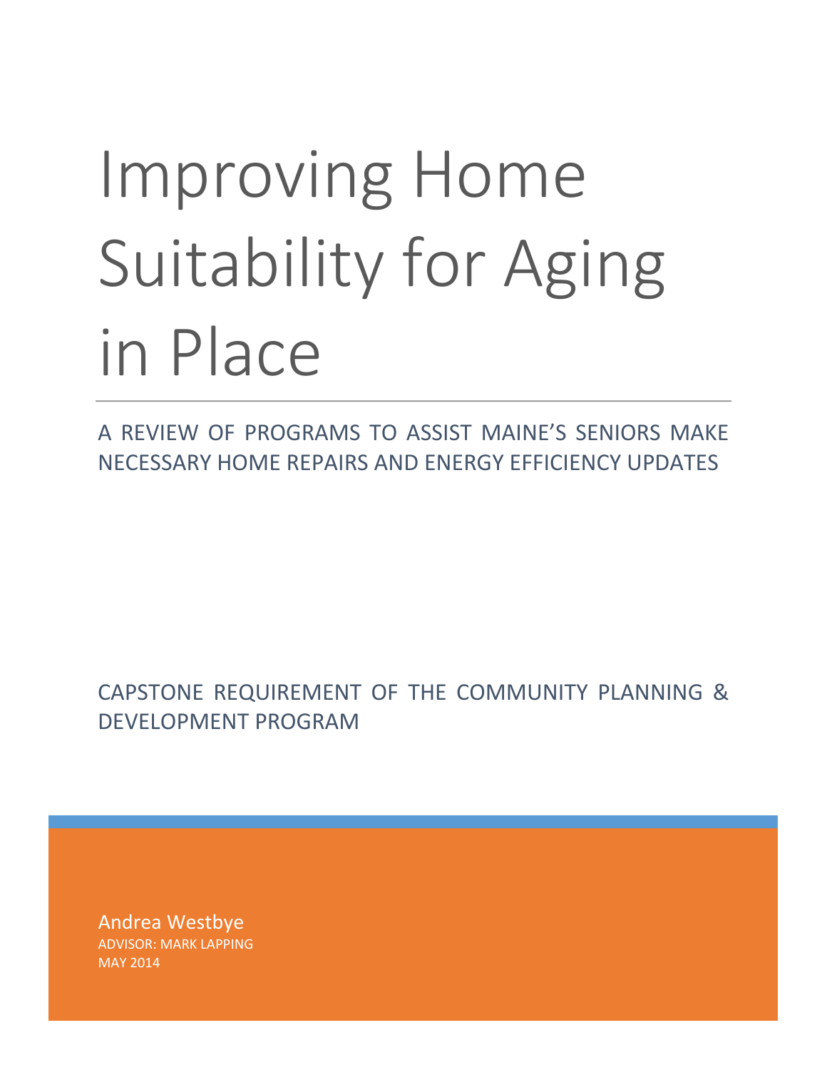# Improving Home Suitability for Aging in Place

A REVIEW OF PROGRAMS TO ASSIST MAINE'S SENIORS MAKE NECESSARY HOME REPAIRS AND ENERGY EFFICIENCY UPDATES

CAPSTONE REQUIREMENT OF THE COMMUNITY PLANNING & DEVELOPMENT PROGRAM

Andrea Westbye

ADVISOR: MARK LAPPING

MAY 2014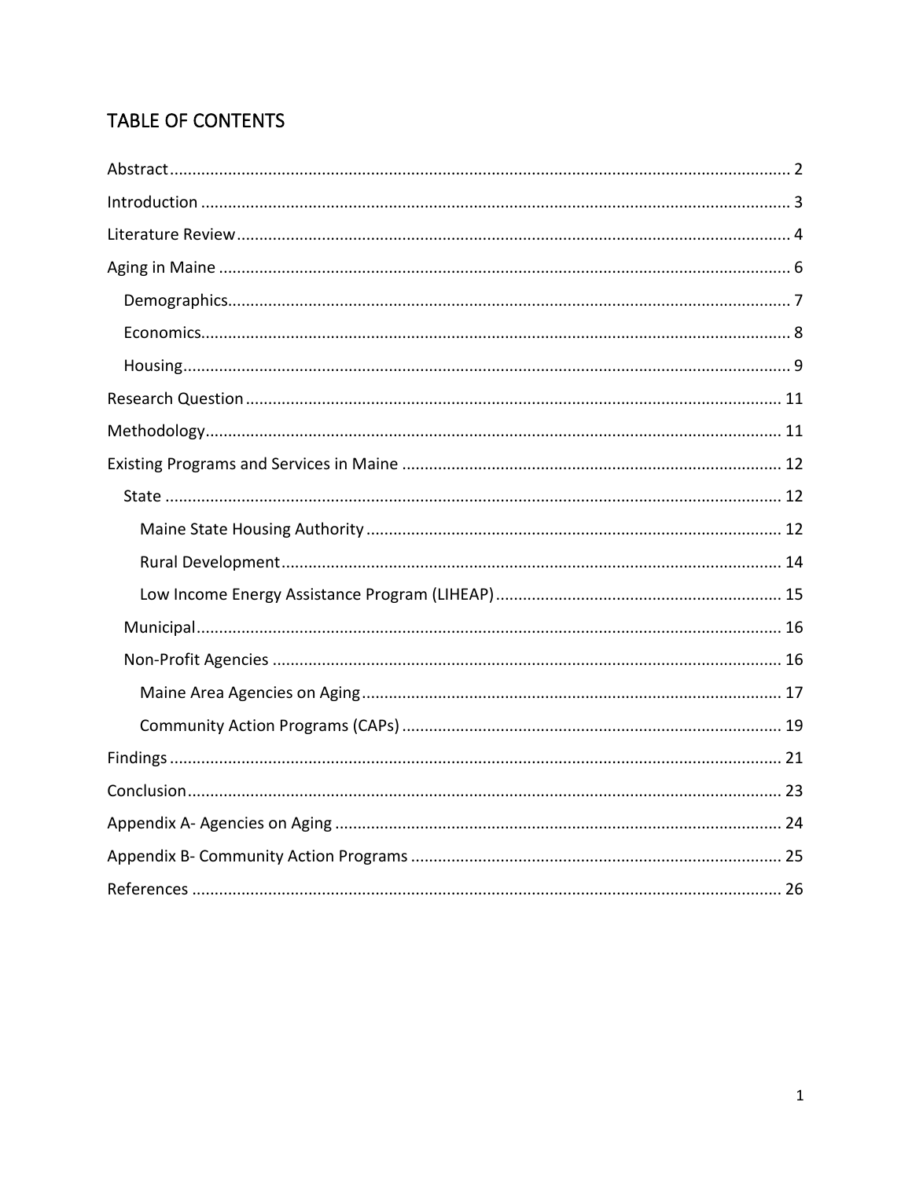# TABLE OF CONTENTS

- Abstract ........................................................................ 2
- Introduction ........................................................................ 3
- Literature Review ........................................................................ 4
- Aging in Maine ........................................................................ 6
  - Demographics ........................................................................ 7
  - Economics ........................................................................ 8
  - Housing ........................................................................ 9
- Research Question ........................................................................ 11
- Methodology ........................................................................ 11
- Existing Programs and Services in Maine ........................................................................ 12
  - State ........................................................................ 12
    - Maine State Housing Authority ........................................................................ 12
    - Rural Development ........................................................................ 14
    - Low Income Energy Assistance Program (LIHEAP) ........................................................................ 15
  - Municipal ........................................................................ 16
  - Non-Profit Agencies ........................................................................ 16
    - Maine Area Agencies on Aging ........................................................................ 17
    - Community Action Programs (CAPs) ........................................................................ 19
- Findings ........................................................................ 21
- Conclusion ........................................................................ 23
- Appendix A- Agencies on Aging ........................................................................ 24
- Appendix B- Community Action Programs ........................................................................ 25
- References ........................................................................ 26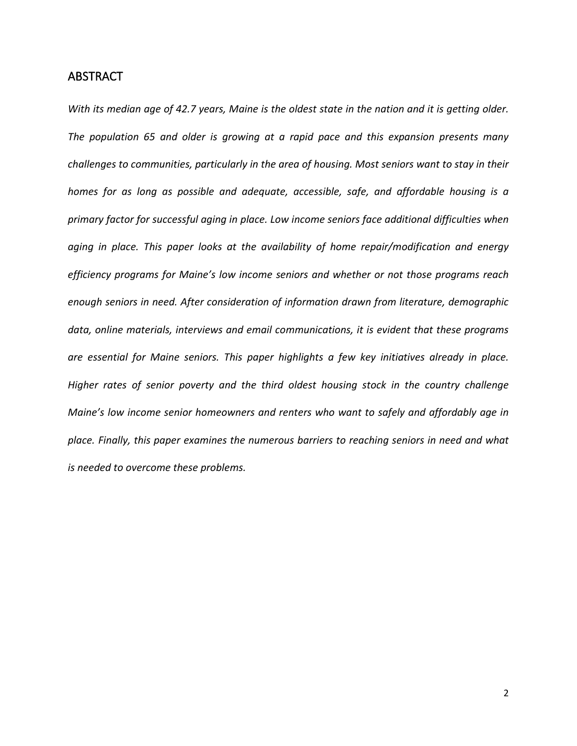## ABSTRACT

*With its median age of 42.7 years, Maine is the oldest state in the nation and it is getting older. The population 65 and older is growing at a rapid pace and this expansion presents many challenges to communities, particularly in the area of housing. Most seniors want to stay in their homes for as long as possible and adequate, accessible, safe, and affordable housing is a primary factor for successful aging in place. Low income seniors face additional difficulties when aging in place. This paper looks at the availability of home repair/modification and energy efficiency programs for Maine's low income seniors and whether or not those programs reach enough seniors in need. After consideration of information drawn from literature, demographic data, online materials, interviews and email communications, it is evident that these programs are essential for Maine seniors. This paper highlights a few key initiatives already in place. Higher rates of senior poverty and the third oldest housing stock in the country challenge Maine's low income senior homeowners and renters who want to safely and affordably age in place. Finally, this paper examines the numerous barriers to reaching seniors in need and what is needed to overcome these problems.*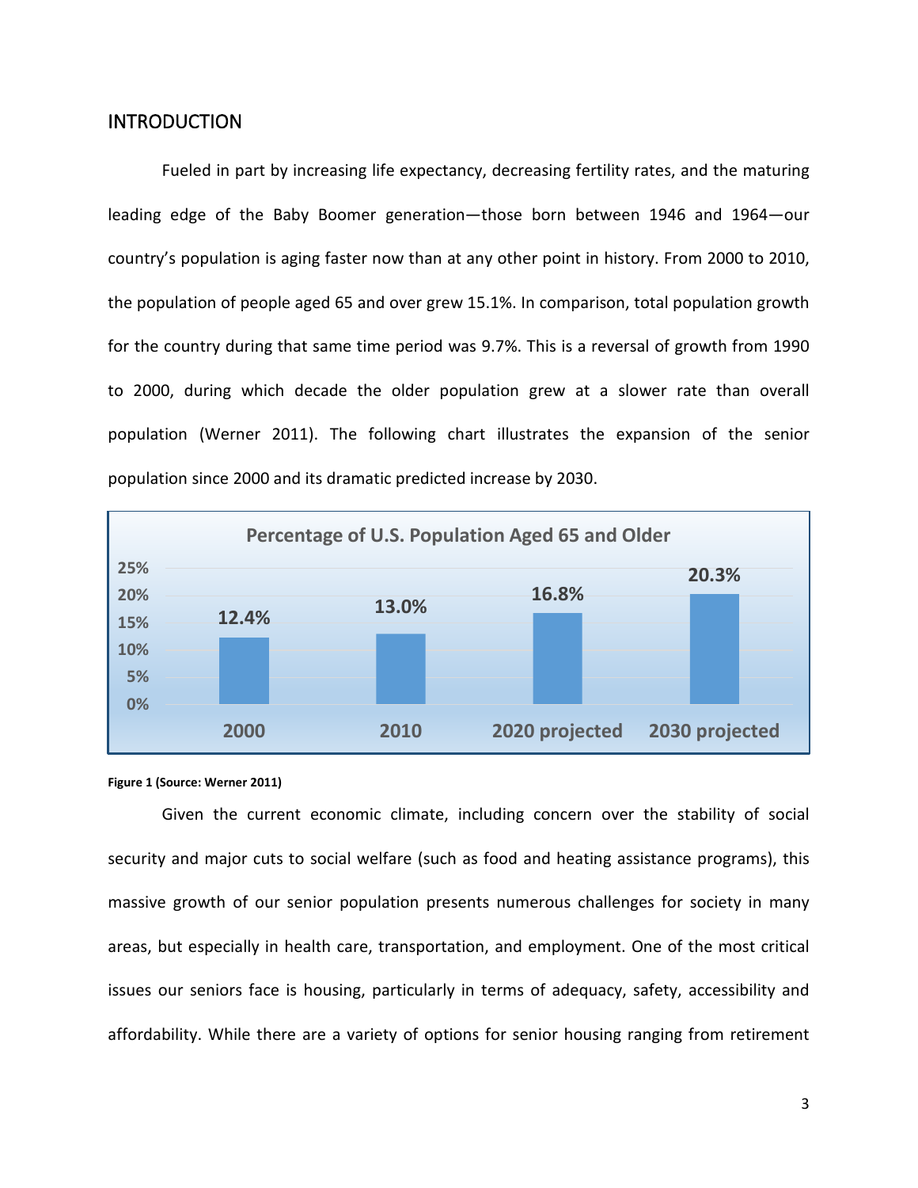## INTRODUCTION

Fueled in part by increasing life expectancy, decreasing fertility rates, and the maturing leading edge of the Baby Boomer generation—those born between 1946 and 1964—our country's population is aging faster now than at any other point in history. From 2000 to 2010, the population of people aged 65 and over grew 15.1%. In comparison, total population growth for the country during that same time period was 9.7%. This is a reversal of growth from 1990 to 2000, during which decade the older population grew at a slower rate than overall population (Werner 2011). The following chart illustrates the expansion of the senior population since 2000 and its dramatic predicted increase by 2030.

**Percentage of U.S. Population Aged 65 and Older**

| 2000 | 2010 | 2020 projected | 2030 projected |
|---|---|---|---|
| 12.4% | 13.0% | 16.8% | 20.3% |

**Figure 1 (Source: Werner 2011)**

Given the current economic climate, including concern over the stability of social security and major cuts to social welfare (such as food and heating assistance programs), this massive growth of our senior population presents numerous challenges for society in many areas, but especially in health care, transportation, and employment. One of the most critical issues our seniors face is housing, particularly in terms of adequacy, safety, accessibility and affordability. While there are a variety of options for senior housing ranging from retirement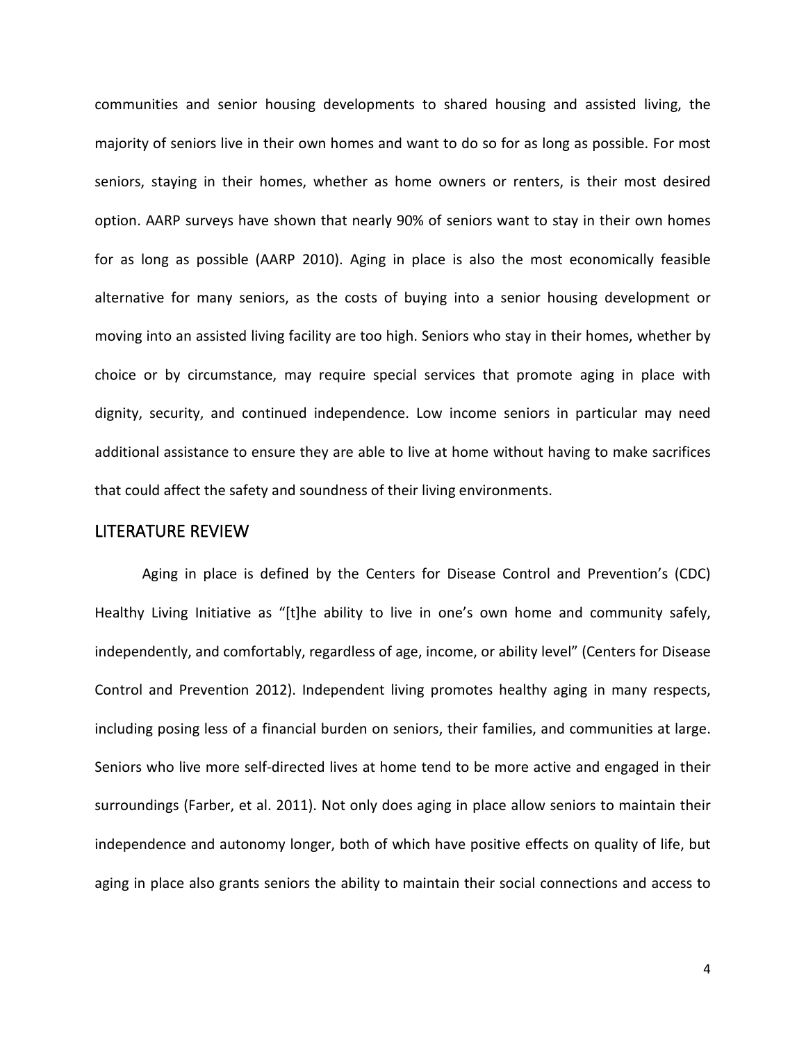communities and senior housing developments to shared housing and assisted living, the majority of seniors live in their own homes and want to do so for as long as possible. For most seniors, staying in their homes, whether as home owners or renters, is their most desired option. AARP surveys have shown that nearly 90% of seniors want to stay in their own homes for as long as possible (AARP 2010). Aging in place is also the most economically feasible alternative for many seniors, as the costs of buying into a senior housing development or moving into an assisted living facility are too high. Seniors who stay in their homes, whether by choice or by circumstance, may require special services that promote aging in place with dignity, security, and continued independence. Low income seniors in particular may need additional assistance to ensure they are able to live at home without having to make sacrifices that could affect the safety and soundness of their living environments.

## LITERATURE REVIEW

Aging in place is defined by the Centers for Disease Control and Prevention's (CDC) Healthy Living Initiative as "[t]he ability to live in one's own home and community safely, independently, and comfortably, regardless of age, income, or ability level" (Centers for Disease Control and Prevention 2012). Independent living promotes healthy aging in many respects, including posing less of a financial burden on seniors, their families, and communities at large. Seniors who live more self-directed lives at home tend to be more active and engaged in their surroundings (Farber, et al. 2011). Not only does aging in place allow seniors to maintain their independence and autonomy longer, both of which have positive effects on quality of life, but aging in place also grants seniors the ability to maintain their social connections and access to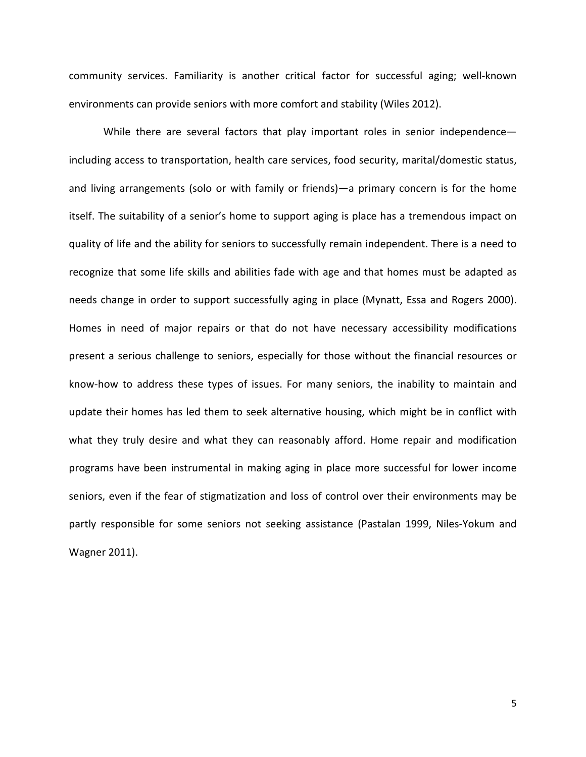community services. Familiarity is another critical factor for successful aging; well-known environments can provide seniors with more comfort and stability (Wiles 2012).

While there are several factors that play important roles in senior independence—including access to transportation, health care services, food security, marital/domestic status, and living arrangements (solo or with family or friends)—a primary concern is for the home itself. The suitability of a senior's home to support aging is place has a tremendous impact on quality of life and the ability for seniors to successfully remain independent. There is a need to recognize that some life skills and abilities fade with age and that homes must be adapted as needs change in order to support successfully aging in place (Mynatt, Essa and Rogers 2000). Homes in need of major repairs or that do not have necessary accessibility modifications present a serious challenge to seniors, especially for those without the financial resources or know-how to address these types of issues. For many seniors, the inability to maintain and update their homes has led them to seek alternative housing, which might be in conflict with what they truly desire and what they can reasonably afford. Home repair and modification programs have been instrumental in making aging in place more successful for lower income seniors, even if the fear of stigmatization and loss of control over their environments may be partly responsible for some seniors not seeking assistance (Pastalan 1999, Niles-Yokum and Wagner 2011).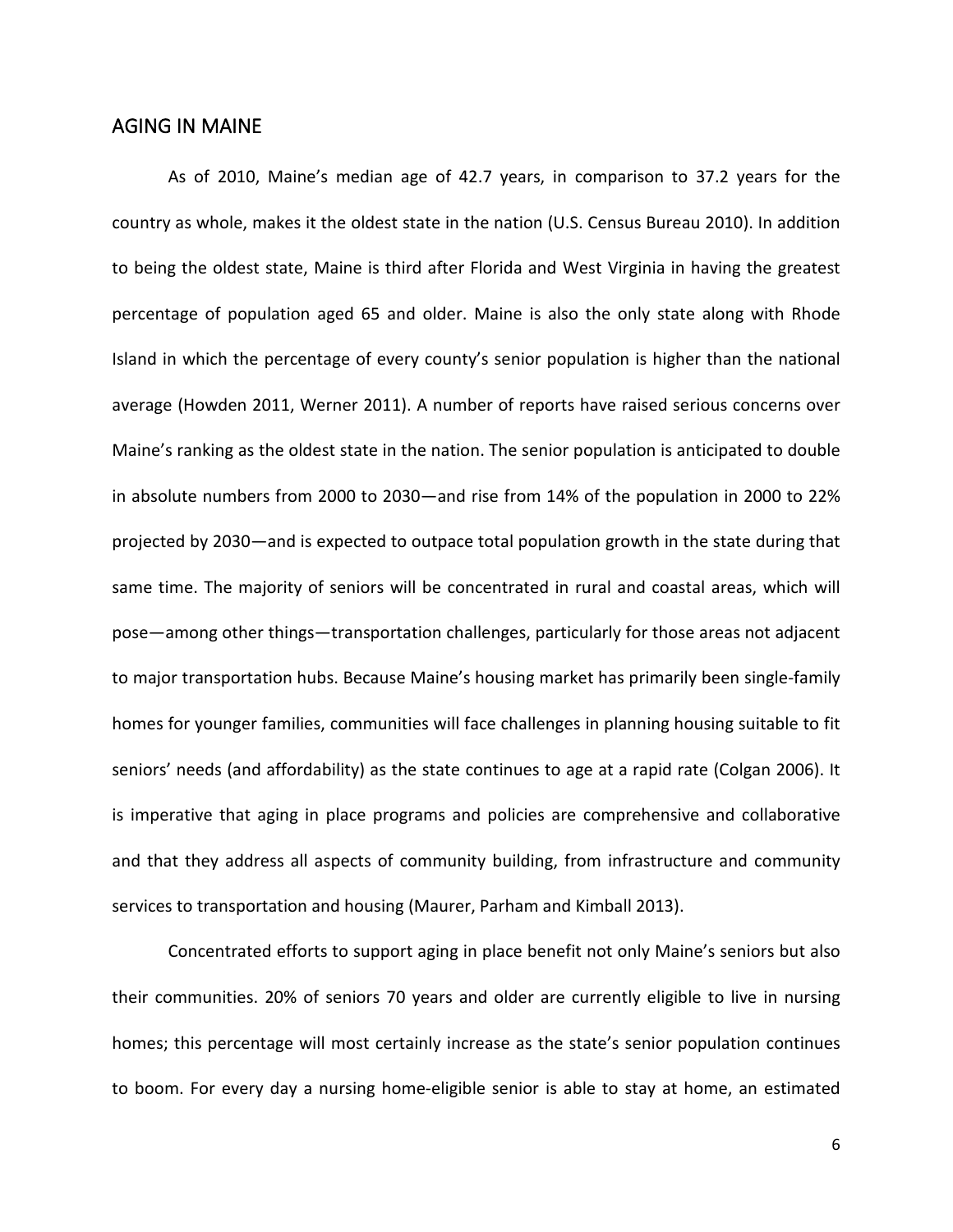## AGING IN MAINE

As of 2010, Maine's median age of 42.7 years, in comparison to 37.2 years for the country as whole, makes it the oldest state in the nation (U.S. Census Bureau 2010). In addition to being the oldest state, Maine is third after Florida and West Virginia in having the greatest percentage of population aged 65 and older. Maine is also the only state along with Rhode Island in which the percentage of every county's senior population is higher than the national average (Howden 2011, Werner 2011). A number of reports have raised serious concerns over Maine's ranking as the oldest state in the nation. The senior population is anticipated to double in absolute numbers from 2000 to 2030—and rise from 14% of the population in 2000 to 22% projected by 2030—and is expected to outpace total population growth in the state during that same time. The majority of seniors will be concentrated in rural and coastal areas, which will pose—among other things—transportation challenges, particularly for those areas not adjacent to major transportation hubs. Because Maine's housing market has primarily been single-family homes for younger families, communities will face challenges in planning housing suitable to fit seniors' needs (and affordability) as the state continues to age at a rapid rate (Colgan 2006). It is imperative that aging in place programs and policies are comprehensive and collaborative and that they address all aspects of community building, from infrastructure and community services to transportation and housing (Maurer, Parham and Kimball 2013).

Concentrated efforts to support aging in place benefit not only Maine's seniors but also their communities. 20% of seniors 70 years and older are currently eligible to live in nursing homes; this percentage will most certainly increase as the state's senior population continues to boom. For every day a nursing home-eligible senior is able to stay at home, an estimated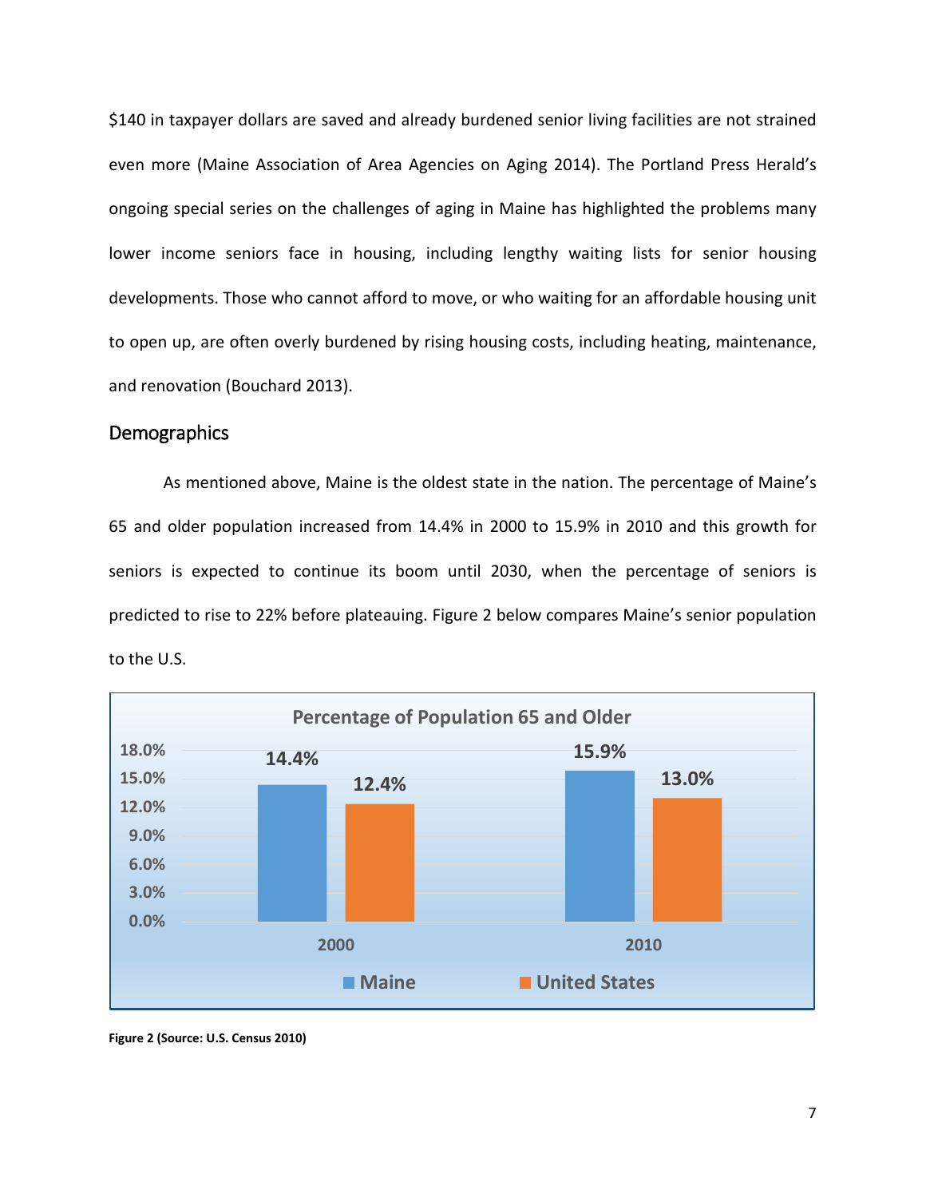$140 in taxpayer dollars are saved and already burdened senior living facilities are not strained even more (Maine Association of Area Agencies on Aging 2014). The Portland Press Herald's ongoing special series on the challenges of aging in Maine has highlighted the problems many lower income seniors face in housing, including lengthy waiting lists for senior housing developments. Those who cannot afford to move, or who waiting for an affordable housing unit to open up, are often overly burdened by rising housing costs, including heating, maintenance, and renovation (Bouchard 2013).

## Demographics

As mentioned above, Maine is the oldest state in the nation. The percentage of Maine's 65 and older population increased from 14.4% in 2000 to 15.9% in 2010 and this growth for seniors is expected to continue its boom until 2030, when the percentage of seniors is predicted to rise to 22% before plateauing. Figure 2 below compares Maine's senior population to the U.S.

**Percentage of Population 65 and Older**

| | Maine | United States |
|---|---|---|
| 2000 | 14.4% | 12.4% |
| 2010 | 15.9% | 13.0% |

**Figure 2 (Source: U.S. Census 2010)**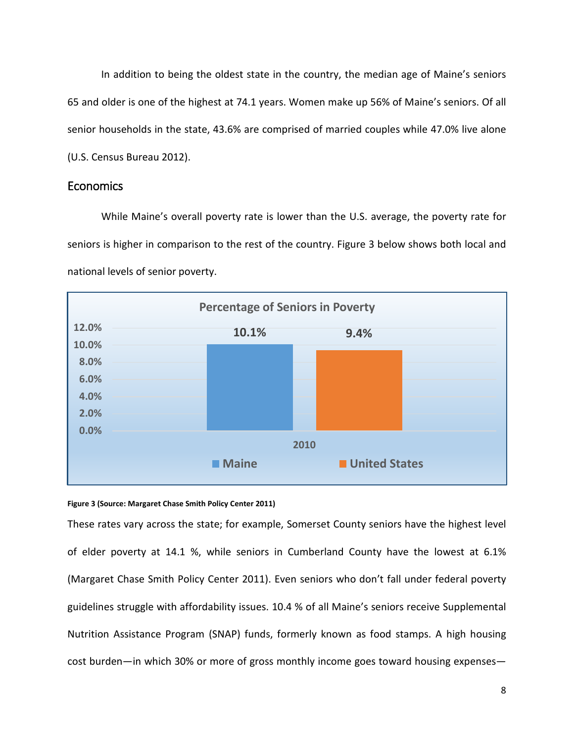In addition to being the oldest state in the country, the median age of Maine's seniors 65 and older is one of the highest at 74.1 years. Women make up 56% of Maine's seniors. Of all senior households in the state, 43.6% are comprised of married couples while 47.0% live alone (U.S. Census Bureau 2012).

## Economics

While Maine's overall poverty rate is lower than the U.S. average, the poverty rate for seniors is higher in comparison to the rest of the country. Figure 3 below shows both local and national levels of senior poverty.

**Percentage of Seniors in Poverty**

| | Maine | United States |
|---|---|---|
| 2010 | 10.1% | 9.4% |

**Figure 3 (Source: Margaret Chase Smith Policy Center 2011)**

These rates vary across the state; for example, Somerset County seniors have the highest level of elder poverty at 14.1 %, while seniors in Cumberland County have the lowest at 6.1% (Margaret Chase Smith Policy Center 2011). Even seniors who don't fall under federal poverty guidelines struggle with affordability issues. 10.4 % of all Maine's seniors receive Supplemental Nutrition Assistance Program (SNAP) funds, formerly known as food stamps. A high housing cost burden—in which 30% or more of gross monthly income goes toward housing expenses—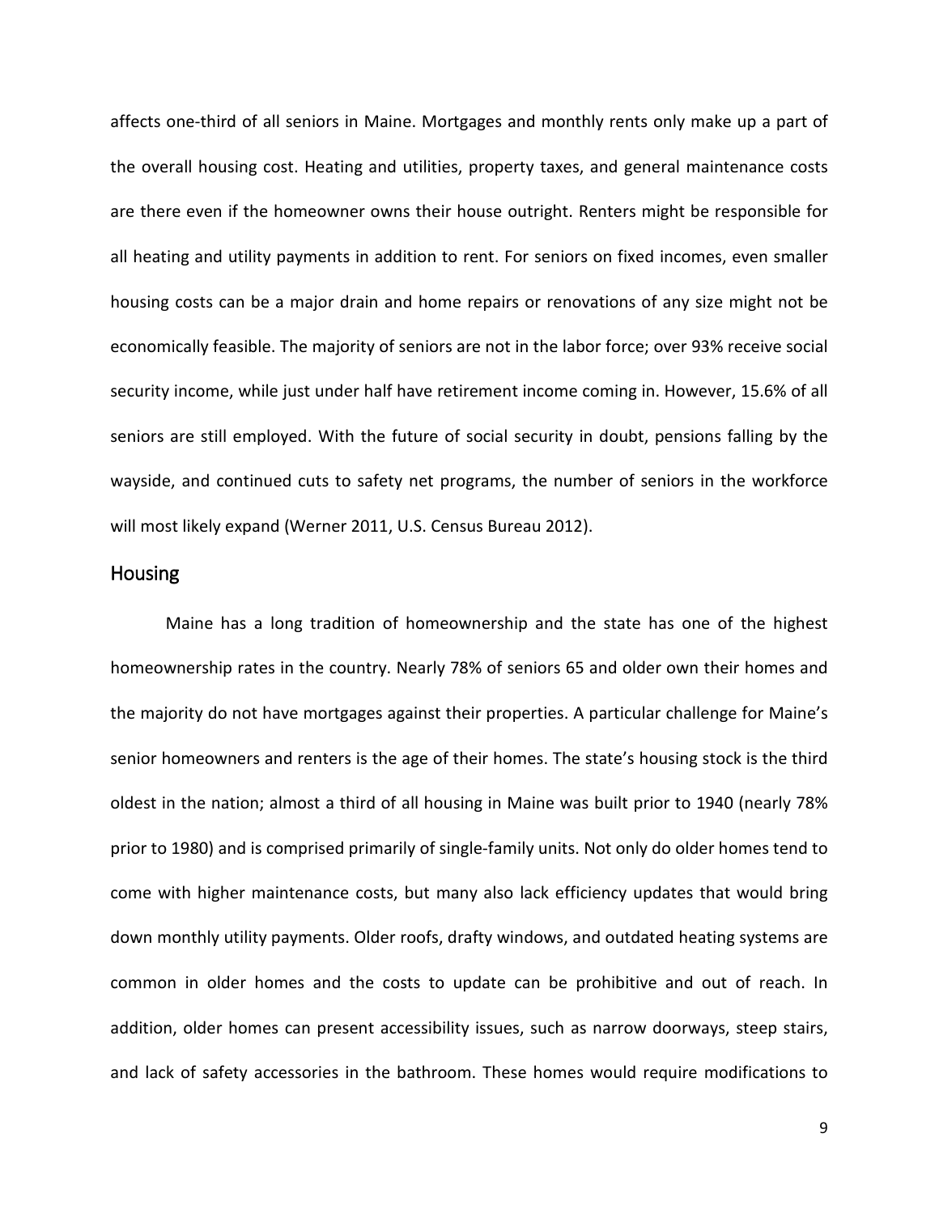affects one-third of all seniors in Maine. Mortgages and monthly rents only make up a part of the overall housing cost. Heating and utilities, property taxes, and general maintenance costs are there even if the homeowner owns their house outright. Renters might be responsible for all heating and utility payments in addition to rent. For seniors on fixed incomes, even smaller housing costs can be a major drain and home repairs or renovations of any size might not be economically feasible. The majority of seniors are not in the labor force; over 93% receive social security income, while just under half have retirement income coming in. However, 15.6% of all seniors are still employed. With the future of social security in doubt, pensions falling by the wayside, and continued cuts to safety net programs, the number of seniors in the workforce will most likely expand (Werner 2011, U.S. Census Bureau 2012).

## Housing

Maine has a long tradition of homeownership and the state has one of the highest homeownership rates in the country. Nearly 78% of seniors 65 and older own their homes and the majority do not have mortgages against their properties. A particular challenge for Maine's senior homeowners and renters is the age of their homes. The state's housing stock is the third oldest in the nation; almost a third of all housing in Maine was built prior to 1940 (nearly 78% prior to 1980) and is comprised primarily of single-family units. Not only do older homes tend to come with higher maintenance costs, but many also lack efficiency updates that would bring down monthly utility payments. Older roofs, drafty windows, and outdated heating systems are common in older homes and the costs to update can be prohibitive and out of reach. In addition, older homes can present accessibility issues, such as narrow doorways, steep stairs, and lack of safety accessories in the bathroom. These homes would require modifications to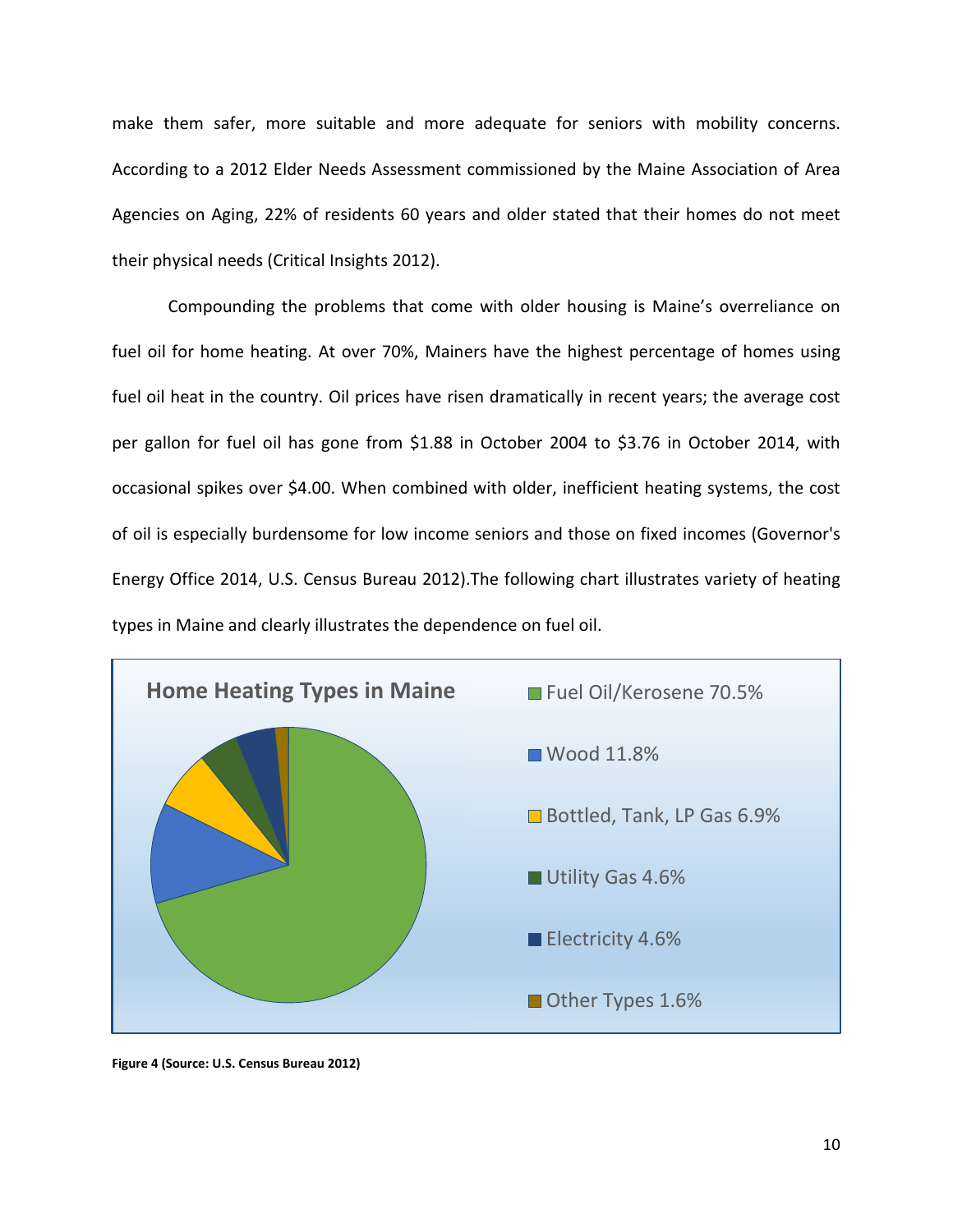make them safer, more suitable and more adequate for seniors with mobility concerns. According to a 2012 Elder Needs Assessment commissioned by the Maine Association of Area Agencies on Aging, 22% of residents 60 years and older stated that their homes do not meet their physical needs (Critical Insights 2012).

Compounding the problems that come with older housing is Maine's overreliance on fuel oil for home heating. At over 70%, Mainers have the highest percentage of homes using fuel oil heat in the country. Oil prices have risen dramatically in recent years; the average cost per gallon for fuel oil has gone from $1.88 in October 2004 to $3.76 in October 2014, with occasional spikes over $4.00. When combined with older, inefficient heating systems, the cost of oil is especially burdensome for low income seniors and those on fixed incomes (Governor's Energy Office 2014, U.S. Census Bureau 2012).The following chart illustrates variety of heating types in Maine and clearly illustrates the dependence on fuel oil.

**Home Heating Types in Maine**

- Fuel Oil/Kerosene 70.5%
- Wood 11.8%
- Bottled, Tank, LP Gas 6.9%
- Utility Gas 4.6%
- Electricity 4.6%
- Other Types 1.6%

**Figure 4 (Source: U.S. Census Bureau 2012)**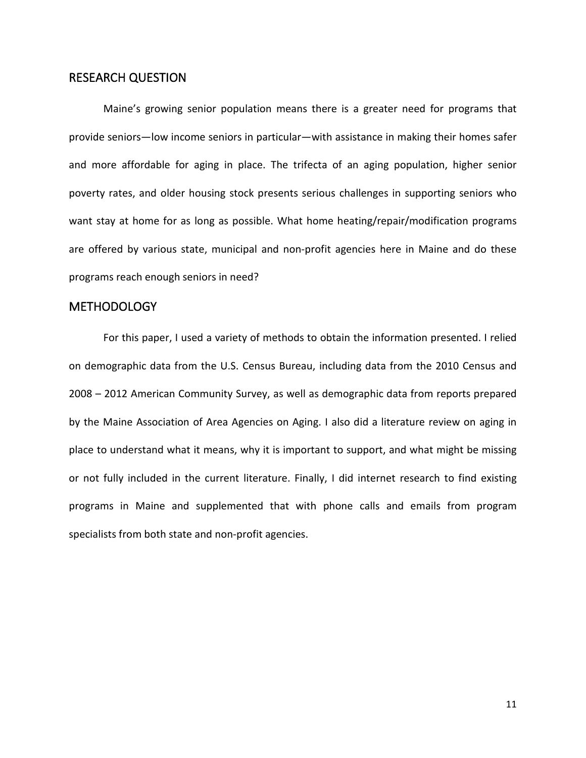## RESEARCH QUESTION

Maine's growing senior population means there is a greater need for programs that provide seniors—low income seniors in particular—with assistance in making their homes safer and more affordable for aging in place. The trifecta of an aging population, higher senior poverty rates, and older housing stock presents serious challenges in supporting seniors who want stay at home for as long as possible. What home heating/repair/modification programs are offered by various state, municipal and non-profit agencies here in Maine and do these programs reach enough seniors in need?

## METHODOLOGY

For this paper, I used a variety of methods to obtain the information presented. I relied on demographic data from the U.S. Census Bureau, including data from the 2010 Census and 2008 – 2012 American Community Survey, as well as demographic data from reports prepared by the Maine Association of Area Agencies on Aging. I also did a literature review on aging in place to understand what it means, why it is important to support, and what might be missing or not fully included in the current literature. Finally, I did internet research to find existing programs in Maine and supplemented that with phone calls and emails from program specialists from both state and non-profit agencies.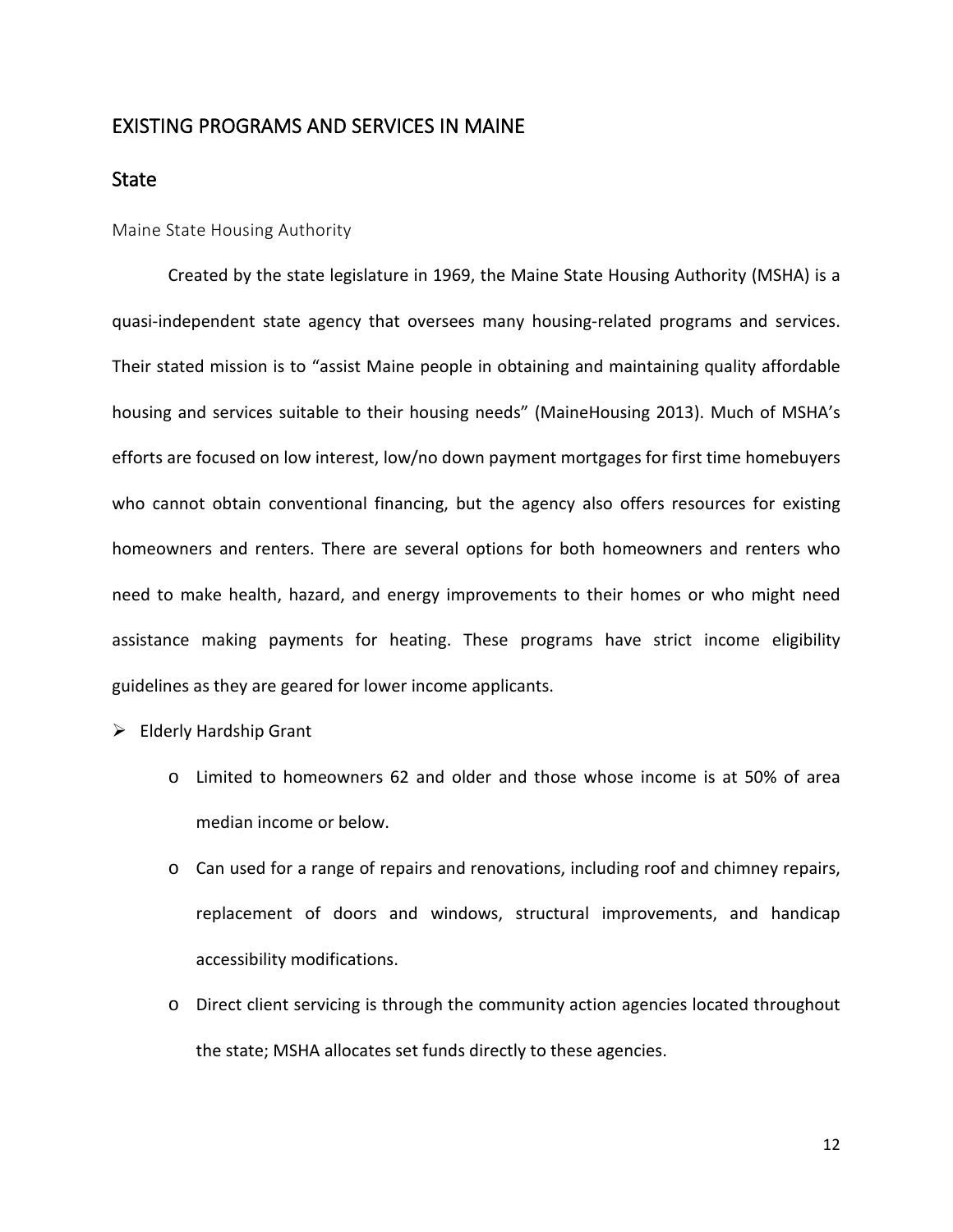# EXISTING PROGRAMS AND SERVICES IN MAINE

## State

### Maine State Housing Authority

Created by the state legislature in 1969, the Maine State Housing Authority (MSHA) is a quasi-independent state agency that oversees many housing-related programs and services. Their stated mission is to "assist Maine people in obtaining and maintaining quality affordable housing and services suitable to their housing needs" (MaineHousing 2013). Much of MSHA's efforts are focused on low interest, low/no down payment mortgages for first time homebuyers who cannot obtain conventional financing, but the agency also offers resources for existing homeowners and renters. There are several options for both homeowners and renters who need to make health, hazard, and energy improvements to their homes or who might need assistance making payments for heating. These programs have strict income eligibility guidelines as they are geared for lower income applicants.

- Elderly Hardship Grant
  - Limited to homeowners 62 and older and those whose income is at 50% of area median income or below.
  - Can used for a range of repairs and renovations, including roof and chimney repairs, replacement of doors and windows, structural improvements, and handicap accessibility modifications.
  - Direct client servicing is through the community action agencies located throughout the state; MSHA allocates set funds directly to these agencies.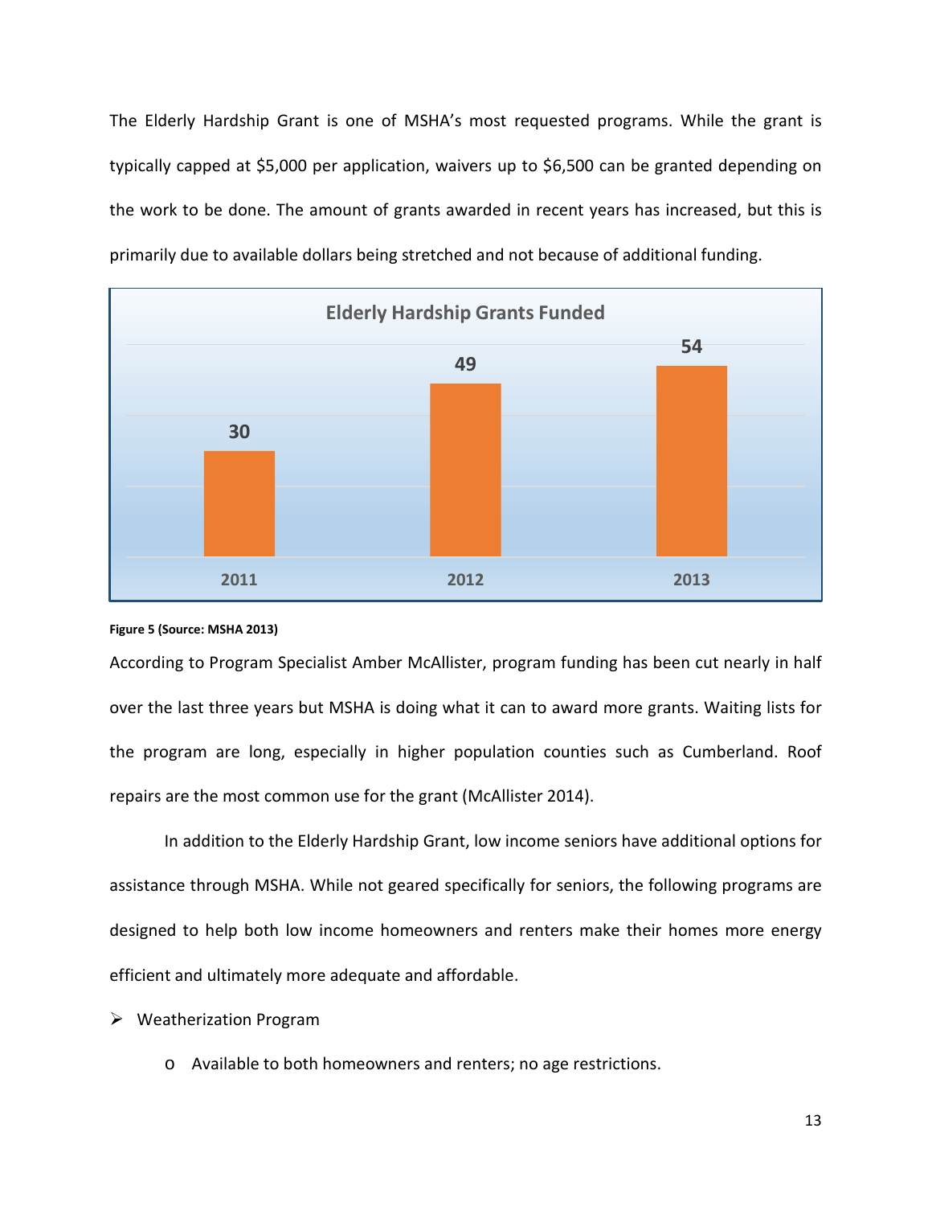The Elderly Hardship Grant is one of MSHA's most requested programs. While the grant is typically capped at $5,000 per application, waivers up to $6,500 can be granted depending on the work to be done. The amount of grants awarded in recent years has increased, but this is primarily due to available dollars being stretched and not because of additional funding.

**Elderly Hardship Grants Funded**

| 2011 | 2012 | 2013 |
|---|---|---|
| 30 | 49 | 54 |

**Figure 5 (Source: MSHA 2013)**

According to Program Specialist Amber McAllister, program funding has been cut nearly in half over the last three years but MSHA is doing what it can to award more grants. Waiting lists for the program are long, especially in higher population counties such as Cumberland. Roof repairs are the most common use for the grant (McAllister 2014).

In addition to the Elderly Hardship Grant, low income seniors have additional options for assistance through MSHA. While not geared specifically for seniors, the following programs are designed to help both low income homeowners and renters make their homes more energy efficient and ultimately more adequate and affordable.

- Weatherization Program
  - Available to both homeowners and renters; no age restrictions.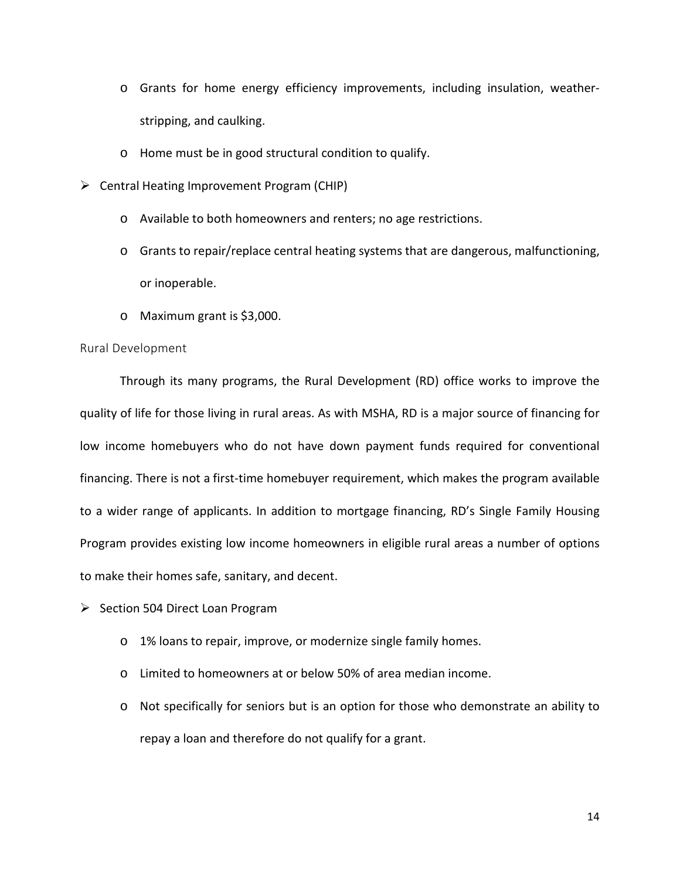- Grants for home energy efficiency improvements, including insulation, weather-stripping, and caulking.
  - Home must be in good structural condition to qualify.
- Central Heating Improvement Program (CHIP)
  - Available to both homeowners and renters; no age restrictions.
  - Grants to repair/replace central heating systems that are dangerous, malfunctioning, or inoperable.
  - Maximum grant is $3,000.

### Rural Development

Through its many programs, the Rural Development (RD) office works to improve the quality of life for those living in rural areas. As with MSHA, RD is a major source of financing for low income homebuyers who do not have down payment funds required for conventional financing. There is not a first-time homebuyer requirement, which makes the program available to a wider range of applicants. In addition to mortgage financing, RD's Single Family Housing Program provides existing low income homeowners in eligible rural areas a number of options to make their homes safe, sanitary, and decent.

- Section 504 Direct Loan Program
  - 1% loans to repair, improve, or modernize single family homes.
  - Limited to homeowners at or below 50% of area median income.
  - Not specifically for seniors but is an option for those who demonstrate an ability to repay a loan and therefore do not qualify for a grant.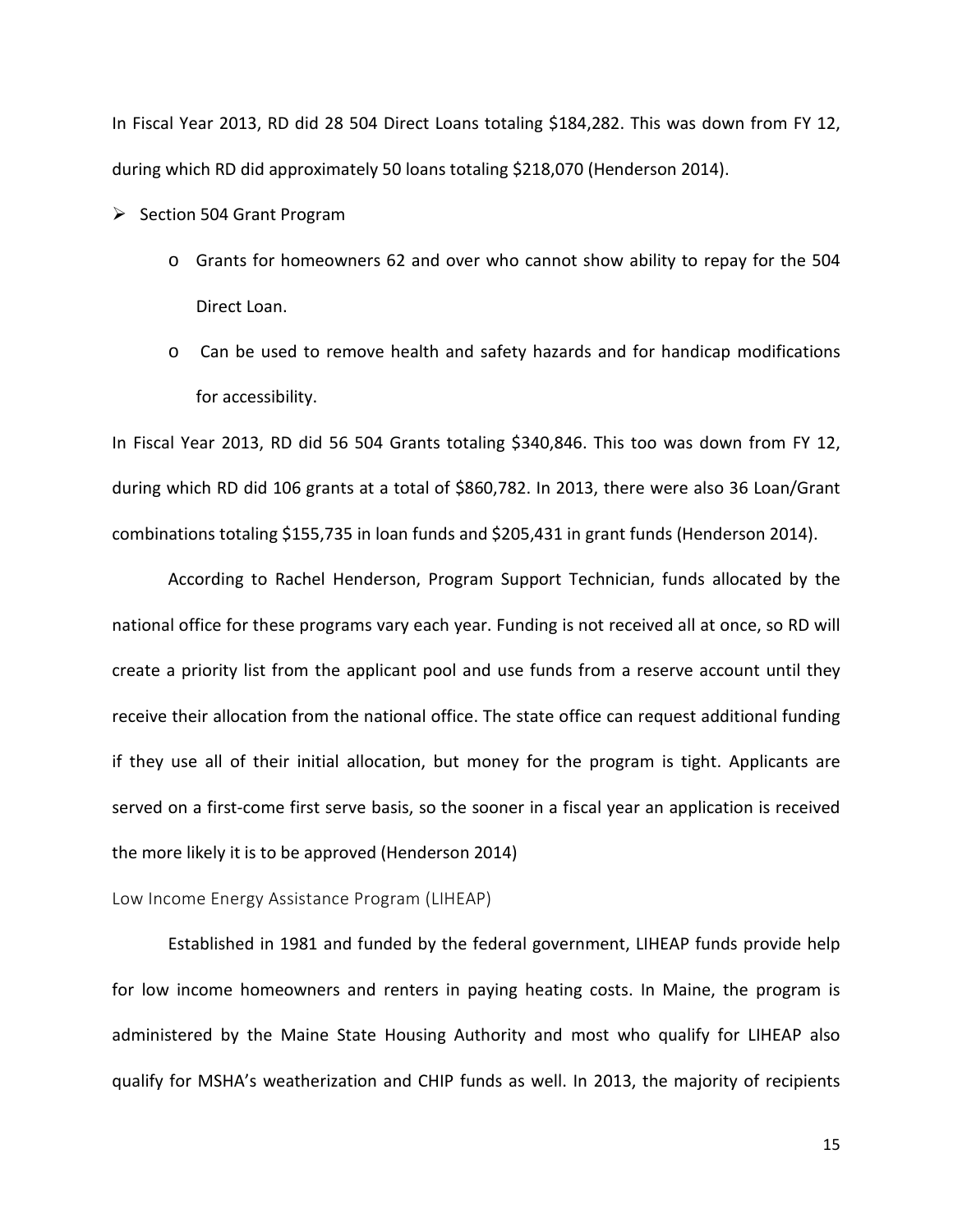In Fiscal Year 2013, RD did 28 504 Direct Loans totaling $184,282. This was down from FY 12, during which RD did approximately 50 loans totaling $218,070 (Henderson 2014).

- Section 504 Grant Program
  - Grants for homeowners 62 and over who cannot show ability to repay for the 504 Direct Loan.
  - Can be used to remove health and safety hazards and for handicap modifications for accessibility.

In Fiscal Year 2013, RD did 56 504 Grants totaling $340,846. This too was down from FY 12, during which RD did 106 grants at a total of $860,782. In 2013, there were also 36 Loan/Grant combinations totaling $155,735 in loan funds and $205,431 in grant funds (Henderson 2014).

According to Rachel Henderson, Program Support Technician, funds allocated by the national office for these programs vary each year. Funding is not received all at once, so RD will create a priority list from the applicant pool and use funds from a reserve account until they receive their allocation from the national office. The state office can request additional funding if they use all of their initial allocation, but money for the program is tight. Applicants are served on a first-come first serve basis, so the sooner in a fiscal year an application is received the more likely it is to be approved (Henderson 2014)

### Low Income Energy Assistance Program (LIHEAP)

Established in 1981 and funded by the federal government, LIHEAP funds provide help for low income homeowners and renters in paying heating costs. In Maine, the program is administered by the Maine State Housing Authority and most who qualify for LIHEAP also qualify for MSHA's weatherization and CHIP funds as well. In 2013, the majority of recipients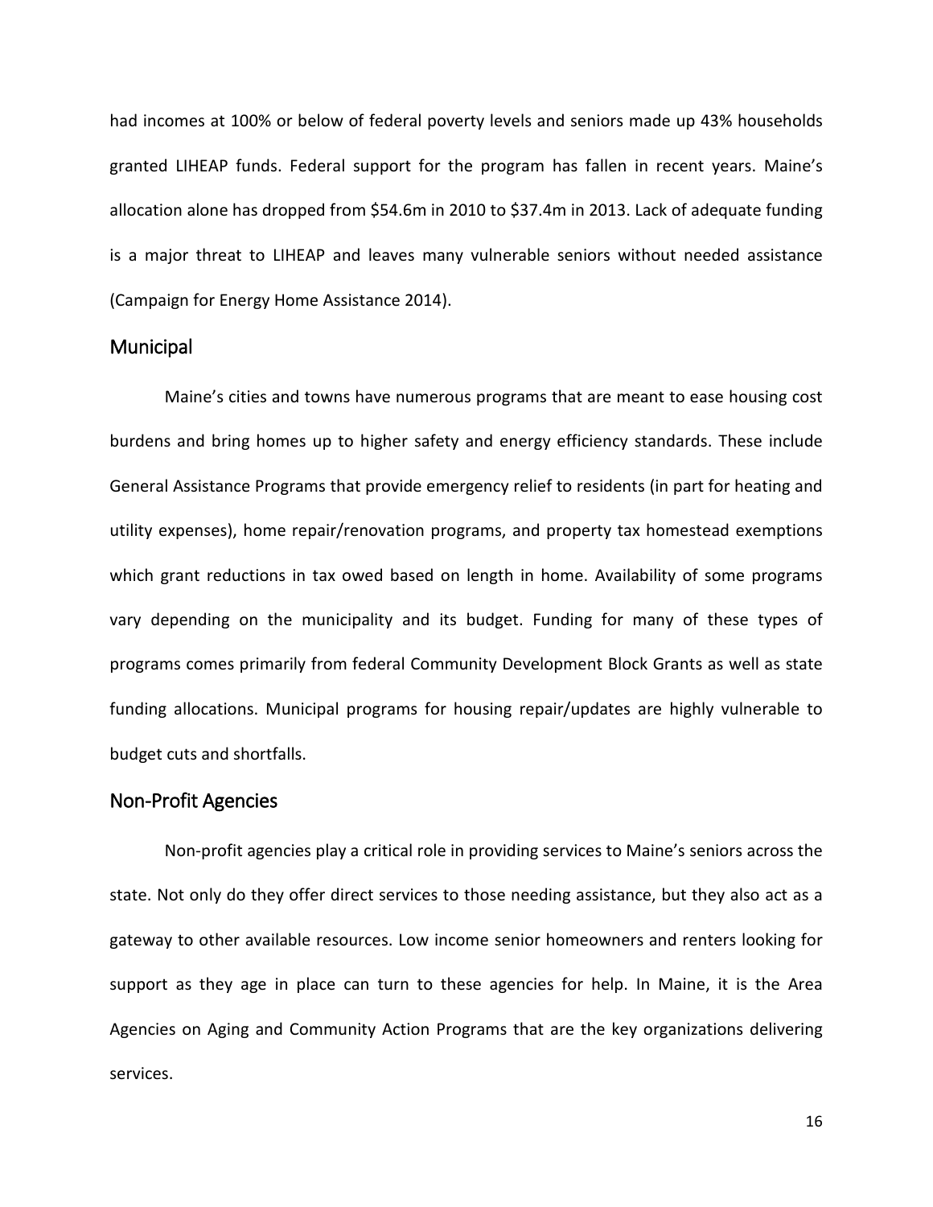had incomes at 100% or below of federal poverty levels and seniors made up 43% households granted LIHEAP funds. Federal support for the program has fallen in recent years. Maine's allocation alone has dropped from $54.6m in 2010 to $37.4m in 2013. Lack of adequate funding is a major threat to LIHEAP and leaves many vulnerable seniors without needed assistance (Campaign for Energy Home Assistance 2014).

## Municipal

Maine's cities and towns have numerous programs that are meant to ease housing cost burdens and bring homes up to higher safety and energy efficiency standards. These include General Assistance Programs that provide emergency relief to residents (in part for heating and utility expenses), home repair/renovation programs, and property tax homestead exemptions which grant reductions in tax owed based on length in home. Availability of some programs vary depending on the municipality and its budget. Funding for many of these types of programs comes primarily from federal Community Development Block Grants as well as state funding allocations. Municipal programs for housing repair/updates are highly vulnerable to budget cuts and shortfalls.

## Non-Profit Agencies

Non-profit agencies play a critical role in providing services to Maine's seniors across the state. Not only do they offer direct services to those needing assistance, but they also act as a gateway to other available resources. Low income senior homeowners and renters looking for support as they age in place can turn to these agencies for help. In Maine, it is the Area Agencies on Aging and Community Action Programs that are the key organizations delivering services.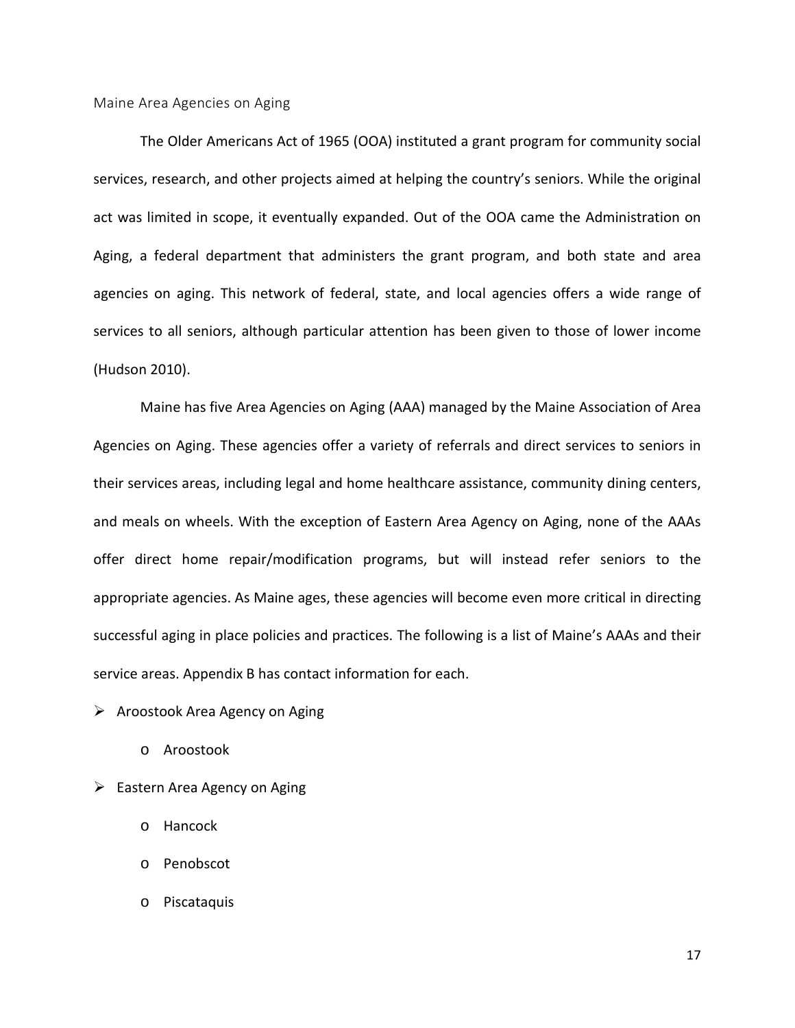## Maine Area Agencies on Aging

The Older Americans Act of 1965 (OOA) instituted a grant program for community social services, research, and other projects aimed at helping the country's seniors. While the original act was limited in scope, it eventually expanded. Out of the OOA came the Administration on Aging, a federal department that administers the grant program, and both state and area agencies on aging. This network of federal, state, and local agencies offers a wide range of services to all seniors, although particular attention has been given to those of lower income (Hudson 2010).

Maine has five Area Agencies on Aging (AAA) managed by the Maine Association of Area Agencies on Aging. These agencies offer a variety of referrals and direct services to seniors in their services areas, including legal and home healthcare assistance, community dining centers, and meals on wheels. With the exception of Eastern Area Agency on Aging, none of the AAAs offer direct home repair/modification programs, but will instead refer seniors to the appropriate agencies. As Maine ages, these agencies will become even more critical in directing successful aging in place policies and practices. The following is a list of Maine's AAAs and their service areas. Appendix B has contact information for each.

- Aroostook Area Agency on Aging
  - Aroostook
- Eastern Area Agency on Aging
  - Hancock
  - Penobscot
  - Piscataquis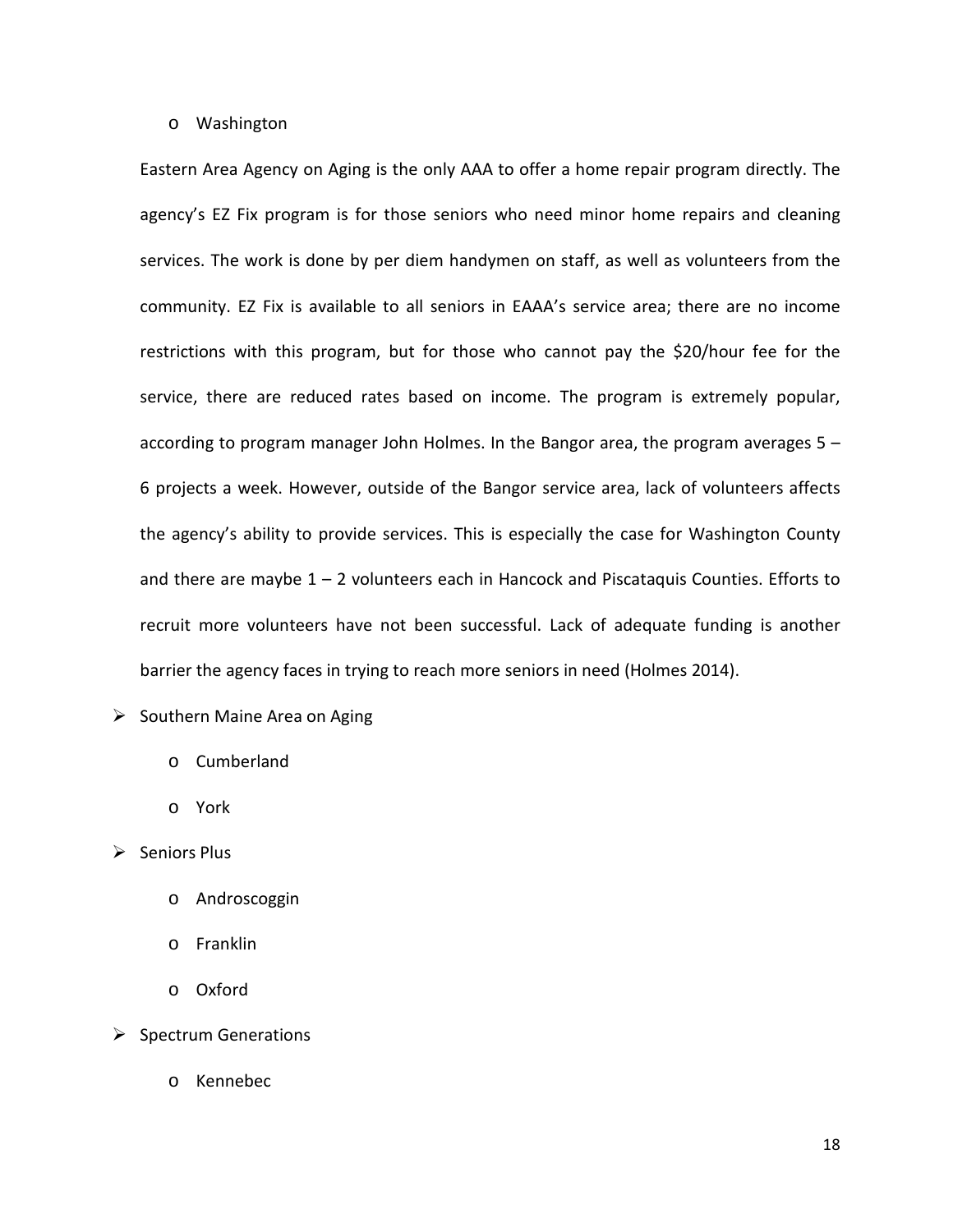- Washington

  Eastern Area Agency on Aging is the only AAA to offer a home repair program directly. The agency's EZ Fix program is for those seniors who need minor home repairs and cleaning services. The work is done by per diem handymen on staff, as well as volunteers from the community. EZ Fix is available to all seniors in EAAA's service area; there are no income restrictions with this program, but for those who cannot pay the $20/hour fee for the service, there are reduced rates based on income. The program is extremely popular, according to program manager John Holmes. In the Bangor area, the program averages 5 – 6 projects a week. However, outside of the Bangor service area, lack of volunteers affects the agency's ability to provide services. This is especially the case for Washington County and there are maybe 1 – 2 volunteers each in Hancock and Piscataquis Counties. Efforts to recruit more volunteers have not been successful. Lack of adequate funding is another barrier the agency faces in trying to reach more seniors in need (Holmes 2014).

- Southern Maine Area on Aging
  - Cumberland
  - York
- Seniors Plus
  - Androscoggin
  - Franklin
  - Oxford
- Spectrum Generations
  - Kennebec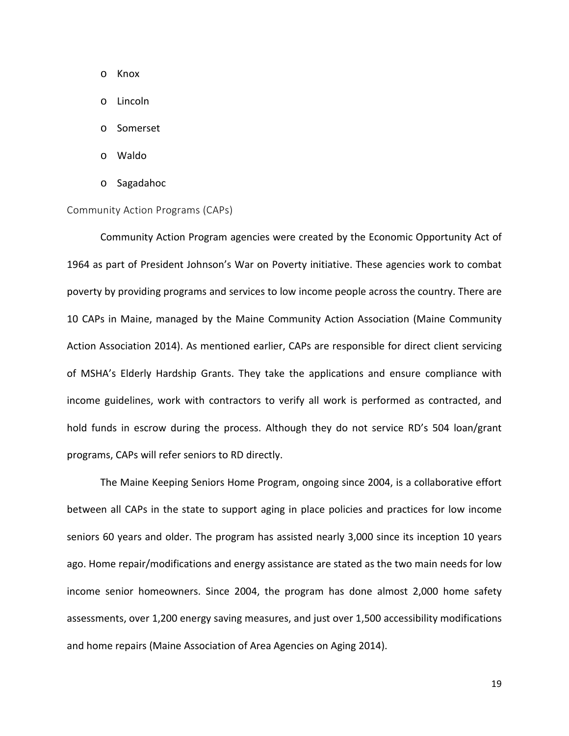- Knox
- Lincoln
- Somerset
- Waldo
- Sagadahoc

### Community Action Programs (CAPs)

Community Action Program agencies were created by the Economic Opportunity Act of 1964 as part of President Johnson's War on Poverty initiative. These agencies work to combat poverty by providing programs and services to low income people across the country. There are 10 CAPs in Maine, managed by the Maine Community Action Association (Maine Community Action Association 2014). As mentioned earlier, CAPs are responsible for direct client servicing of MSHA's Elderly Hardship Grants. They take the applications and ensure compliance with income guidelines, work with contractors to verify all work is performed as contracted, and hold funds in escrow during the process. Although they do not service RD's 504 loan/grant programs, CAPs will refer seniors to RD directly.

The Maine Keeping Seniors Home Program, ongoing since 2004, is a collaborative effort between all CAPs in the state to support aging in place policies and practices for low income seniors 60 years and older. The program has assisted nearly 3,000 since its inception 10 years ago. Home repair/modifications and energy assistance are stated as the two main needs for low income senior homeowners. Since 2004, the program has done almost 2,000 home safety assessments, over 1,200 energy saving measures, and just over 1,500 accessibility modifications and home repairs (Maine Association of Area Agencies on Aging 2014).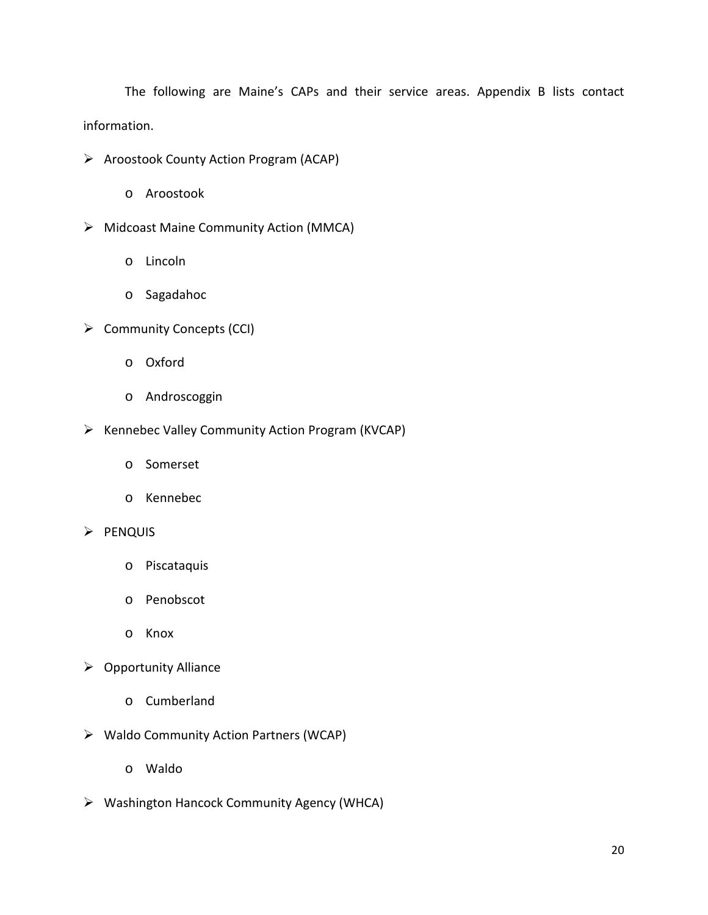The following are Maine's CAPs and their service areas. Appendix B lists contact information.

- Aroostook County Action Program (ACAP)
    - Aroostook
- Midcoast Maine Community Action (MMCA)
    - Lincoln
    - Sagadahoc
- Community Concepts (CCI)
    - Oxford
    - Androscoggin
- Kennebec Valley Community Action Program (KVCAP)
    - Somerset
    - Kennebec
- PENQUIS
    - Piscataquis
    - Penobscot
    - Knox
- Opportunity Alliance
    - Cumberland
- Waldo Community Action Partners (WCAP)
    - Waldo
- Washington Hancock Community Agency (WHCA)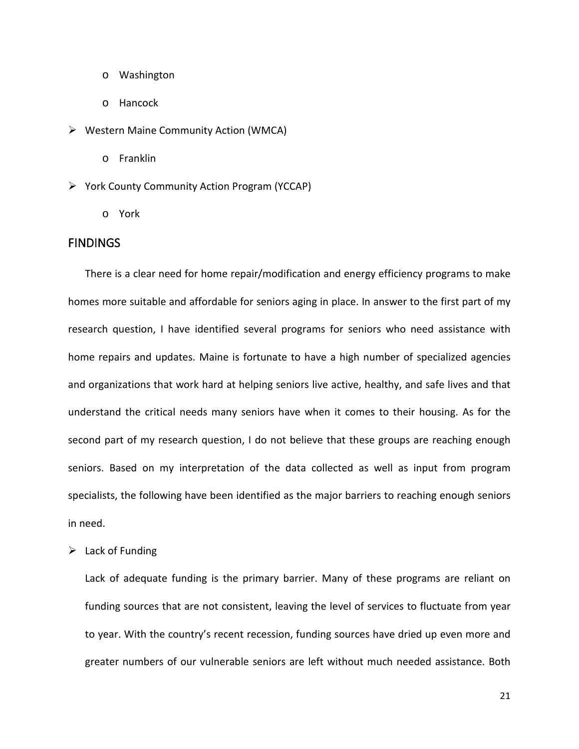- Washington
  - Hancock
- Western Maine Community Action (WMCA)
  - Franklin
- York County Community Action Program (YCCAP)
  - York

## FINDINGS

There is a clear need for home repair/modification and energy efficiency programs to make homes more suitable and affordable for seniors aging in place. In answer to the first part of my research question, I have identified several programs for seniors who need assistance with home repairs and updates. Maine is fortunate to have a high number of specialized agencies and organizations that work hard at helping seniors live active, healthy, and safe lives and that understand the critical needs many seniors have when it comes to their housing. As for the second part of my research question, I do not believe that these groups are reaching enough seniors. Based on my interpretation of the data collected as well as input from program specialists, the following have been identified as the major barriers to reaching enough seniors in need.

- Lack of Funding

  Lack of adequate funding is the primary barrier. Many of these programs are reliant on funding sources that are not consistent, leaving the level of services to fluctuate from year to year. With the country's recent recession, funding sources have dried up even more and greater numbers of our vulnerable seniors are left without much needed assistance. Both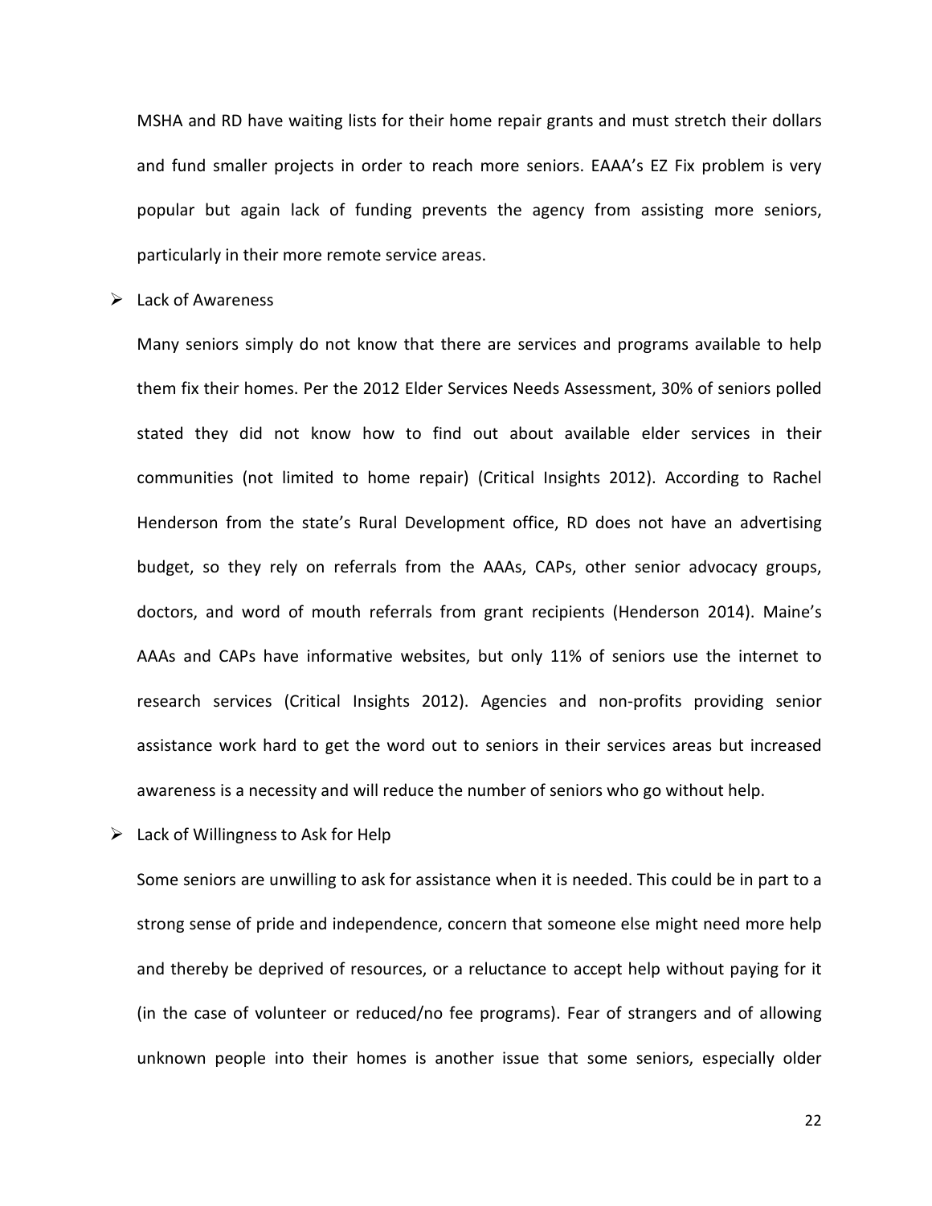MSHA and RD have waiting lists for their home repair grants and must stretch their dollars and fund smaller projects in order to reach more seniors. EAAA's EZ Fix problem is very popular but again lack of funding prevents the agency from assisting more seniors, particularly in their more remote service areas.

- Lack of Awareness

  Many seniors simply do not know that there are services and programs available to help them fix their homes. Per the 2012 Elder Services Needs Assessment, 30% of seniors polled stated they did not know how to find out about available elder services in their communities (not limited to home repair) (Critical Insights 2012). According to Rachel Henderson from the state's Rural Development office, RD does not have an advertising budget, so they rely on referrals from the AAAs, CAPs, other senior advocacy groups, doctors, and word of mouth referrals from grant recipients (Henderson 2014). Maine's AAAs and CAPs have informative websites, but only 11% of seniors use the internet to research services (Critical Insights 2012). Agencies and non-profits providing senior assistance work hard to get the word out to seniors in their services areas but increased awareness is a necessity and will reduce the number of seniors who go without help.

- Lack of Willingness to Ask for Help

  Some seniors are unwilling to ask for assistance when it is needed. This could be in part to a strong sense of pride and independence, concern that someone else might need more help and thereby be deprived of resources, or a reluctance to accept help without paying for it (in the case of volunteer or reduced/no fee programs). Fear of strangers and of allowing unknown people into their homes is another issue that some seniors, especially older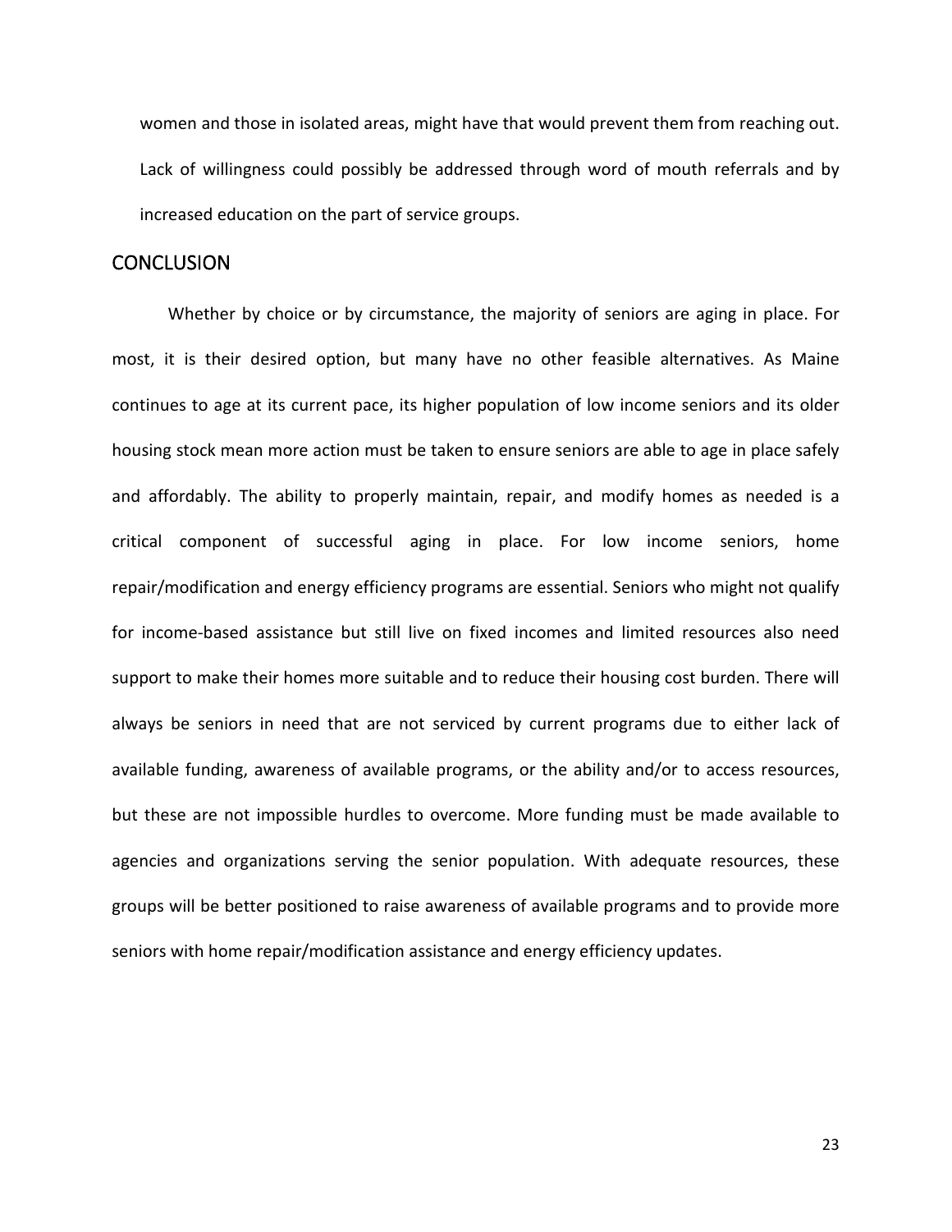women and those in isolated areas, might have that would prevent them from reaching out. Lack of willingness could possibly be addressed through word of mouth referrals and by increased education on the part of service groups.

## CONCLUSION

Whether by choice or by circumstance, the majority of seniors are aging in place. For most, it is their desired option, but many have no other feasible alternatives. As Maine continues to age at its current pace, its higher population of low income seniors and its older housing stock mean more action must be taken to ensure seniors are able to age in place safely and affordably. The ability to properly maintain, repair, and modify homes as needed is a critical component of successful aging in place. For low income seniors, home repair/modification and energy efficiency programs are essential. Seniors who might not qualify for income-based assistance but still live on fixed incomes and limited resources also need support to make their homes more suitable and to reduce their housing cost burden. There will always be seniors in need that are not serviced by current programs due to either lack of available funding, awareness of available programs, or the ability and/or to access resources, but these are not impossible hurdles to overcome. More funding must be made available to agencies and organizations serving the senior population. With adequate resources, these groups will be better positioned to raise awareness of available programs and to provide more seniors with home repair/modification assistance and energy efficiency updates.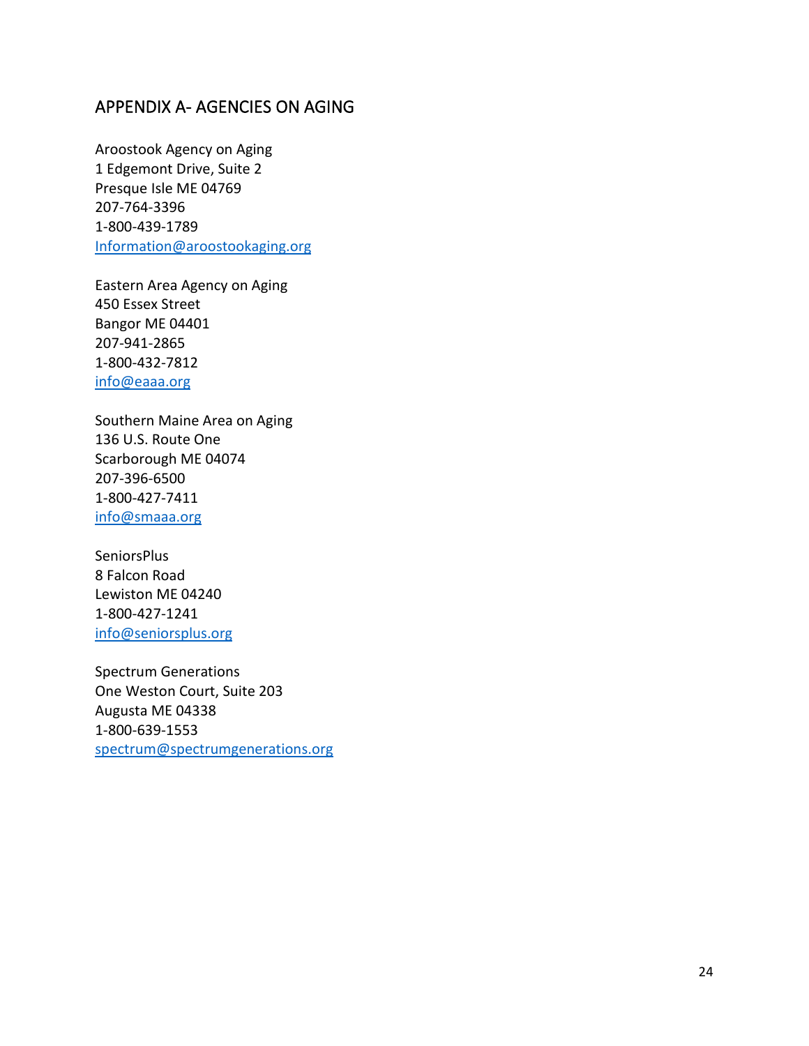## APPENDIX A- AGENCIES ON AGING

Aroostook Agency on Aging
1 Edgemont Drive, Suite 2
Presque Isle ME 04769
207-764-3396
1-800-439-1789
Information@aroostookaging.org

Eastern Area Agency on Aging
450 Essex Street
Bangor ME 04401
207-941-2865
1-800-432-7812
info@eaaa.org

Southern Maine Area on Aging
136 U.S. Route One
Scarborough ME 04074
207-396-6500
1-800-427-7411
info@smaaa.org

SeniorsPlus
8 Falcon Road
Lewiston ME 04240
1-800-427-1241
info@seniorsplus.org

Spectrum Generations
One Weston Court, Suite 203
Augusta ME 04338
1-800-639-1553
spectrum@spectrumgenerations.org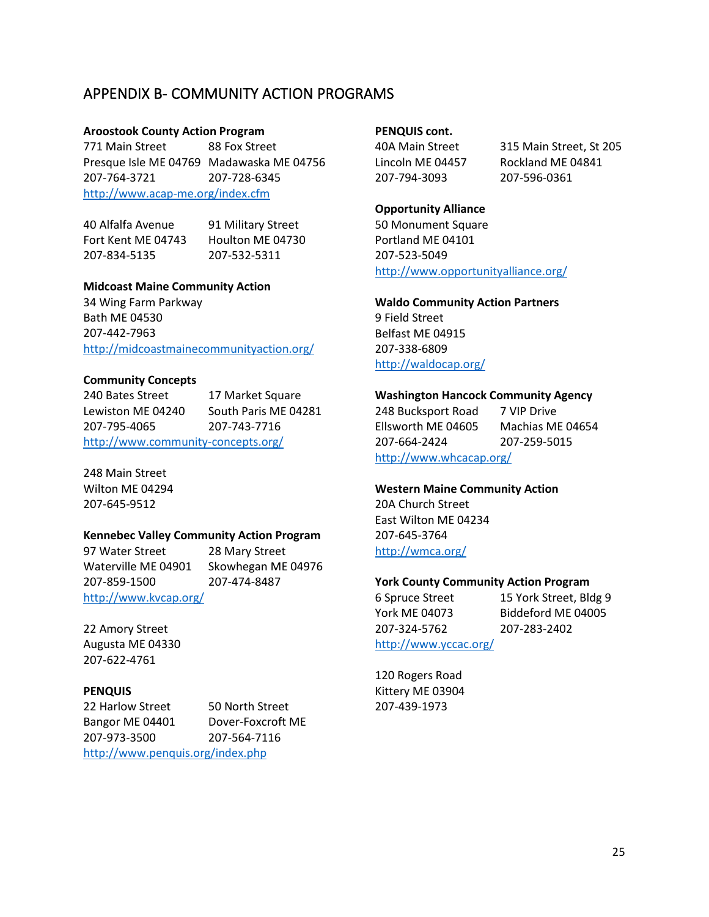## APPENDIX B- COMMUNITY ACTION PROGRAMS

**Aroostook County Action Program**

771 Main Street
Presque Isle ME 04769
207-764-3721

88 Fox Street
Madawaska ME 04756
207-728-6345

http://www.acap-me.org/index.cfm

40 Alfalfa Avenue
Fort Kent ME 04743
207-834-5135

91 Military Street
Houlton ME 04730
207-532-5311

**Midcoast Maine Community Action**

34 Wing Farm Parkway
Bath ME 04530
207-442-7963
http://midcoastmainecommunityaction.org/

**Community Concepts**

240 Bates Street
Lewiston ME 04240
207-795-4065

17 Market Square
South Paris ME 04281
207-743-7716

http://www.community-concepts.org/

248 Main Street
Wilton ME 04294
207-645-9512

**Kennebec Valley Community Action Program**

97 Water Street
Waterville ME 04901
207-859-1500

28 Mary Street
Skowhegan ME 04976
207-474-8487

http://www.kvcap.org/

22 Amory Street
Augusta ME 04330
207-622-4761

**PENQUIS**

22 Harlow Street
Bangor ME 04401
207-973-3500

50 North Street
Dover-Foxcroft ME
207-564-7116

http://www.penquis.org/index.php

**PENQUIS cont.**

40A Main Street
Lincoln ME 04457
207-794-3093

315 Main Street, St 205
Rockland ME 04841
207-596-0361

**Opportunity Alliance**

50 Monument Square
Portland ME 04101
207-523-5049
http://www.opportunityalliance.org/

**Waldo Community Action Partners**

9 Field Street
Belfast ME 04915
207-338-6809
http://waldocap.org/

**Washington Hancock Community Agency**

248 Bucksport Road
Ellsworth ME 04605
207-664-2424

7 VIP Drive
Machias ME 04654
207-259-5015

http://www.whcacap.org/

**Western Maine Community Action**

20A Church Street
East Wilton ME 04234
207-645-3764
http://wmca.org/

**York County Community Action Program**

6 Spruce Street
York ME 04073
207-324-5762

15 York Street, Bldg 9
Biddeford ME 04005
207-283-2402

http://www.yccac.org/

120 Rogers Road
Kittery ME 03904
207-439-1973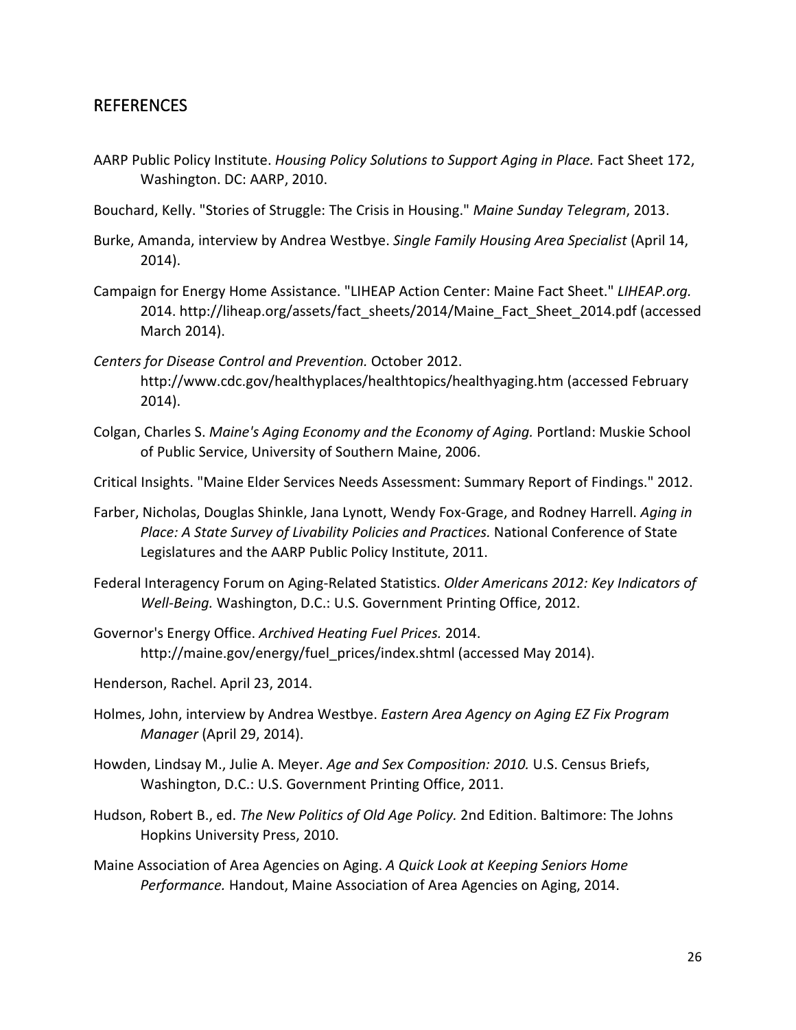## REFERENCES

AARP Public Policy Institute. *Housing Policy Solutions to Support Aging in Place.* Fact Sheet 172, Washington. DC: AARP, 2010.

Bouchard, Kelly. "Stories of Struggle: The Crisis in Housing." *Maine Sunday Telegram*, 2013.

Burke, Amanda, interview by Andrea Westbye. *Single Family Housing Area Specialist* (April 14, 2014).

Campaign for Energy Home Assistance. "LIHEAP Action Center: Maine Fact Sheet." *LIHEAP.org.* 2014. http://liheap.org/assets/fact_sheets/2014/Maine_Fact_Sheet_2014.pdf (accessed March 2014).

*Centers for Disease Control and Prevention.* October 2012. http://www.cdc.gov/healthyplaces/healthtopics/healthyaging.htm (accessed February 2014).

Colgan, Charles S. *Maine's Aging Economy and the Economy of Aging.* Portland: Muskie School of Public Service, University of Southern Maine, 2006.

Critical Insights. "Maine Elder Services Needs Assessment: Summary Report of Findings." 2012.

Farber, Nicholas, Douglas Shinkle, Jana Lynott, Wendy Fox-Grage, and Rodney Harrell. *Aging in Place: A State Survey of Livability Policies and Practices.* National Conference of State Legislatures and the AARP Public Policy Institute, 2011.

Federal Interagency Forum on Aging-Related Statistics. *Older Americans 2012: Key Indicators of Well-Being.* Washington, D.C.: U.S. Government Printing Office, 2012.

Governor's Energy Office. *Archived Heating Fuel Prices.* 2014. http://maine.gov/energy/fuel_prices/index.shtml (accessed May 2014).

Henderson, Rachel. April 23, 2014.

Holmes, John, interview by Andrea Westbye. *Eastern Area Agency on Aging EZ Fix Program Manager* (April 29, 2014).

Howden, Lindsay M., Julie A. Meyer. *Age and Sex Composition: 2010.* U.S. Census Briefs, Washington, D.C.: U.S. Government Printing Office, 2011.

Hudson, Robert B., ed. *The New Politics of Old Age Policy.* 2nd Edition. Baltimore: The Johns Hopkins University Press, 2010.

Maine Association of Area Agencies on Aging. *A Quick Look at Keeping Seniors Home Performance.* Handout, Maine Association of Area Agencies on Aging, 2014.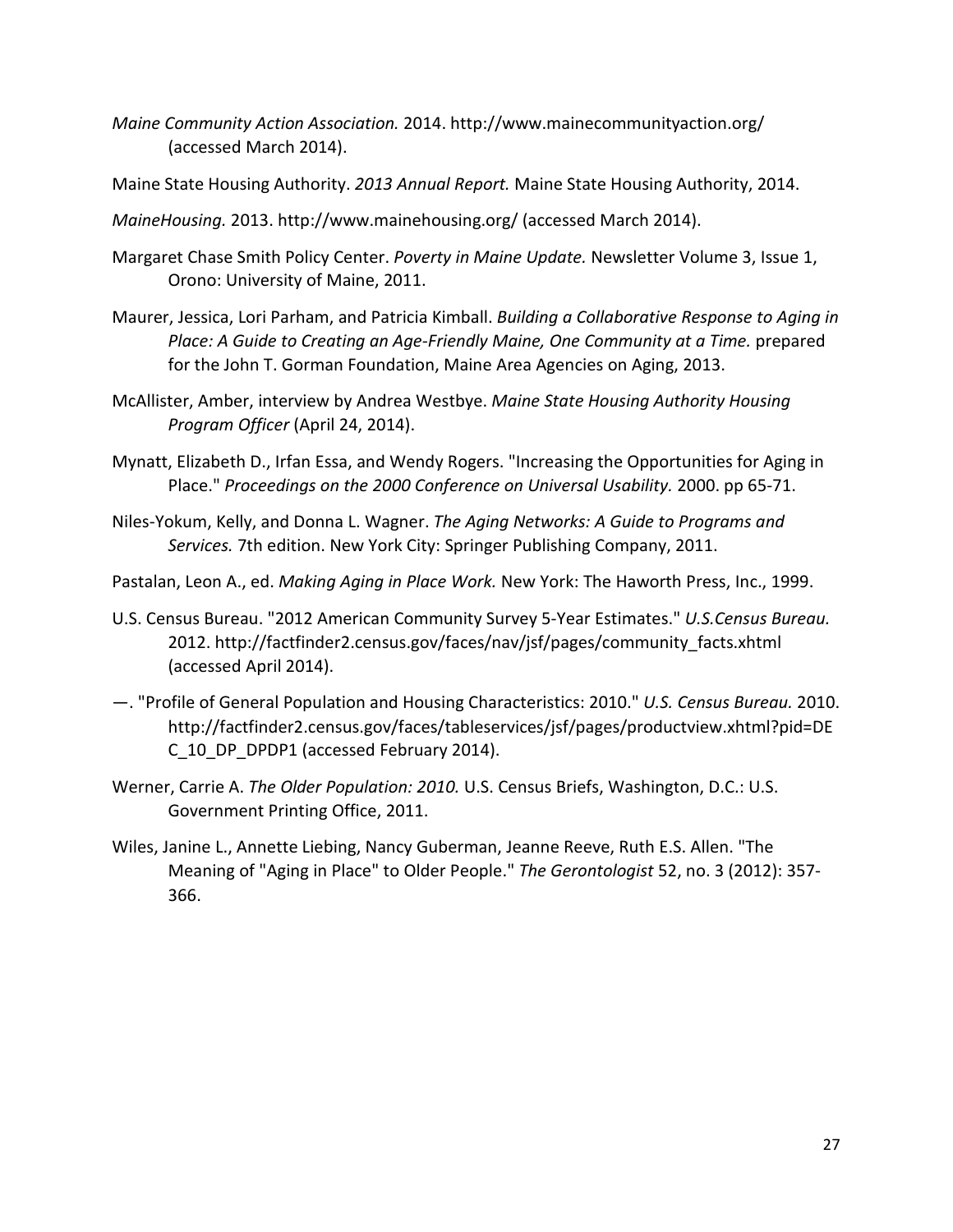*Maine Community Action Association.* 2014. http://www.mainecommunityaction.org/ (accessed March 2014).

Maine State Housing Authority. *2013 Annual Report.* Maine State Housing Authority, 2014.

*MaineHousing.* 2013. http://www.mainehousing.org/ (accessed March 2014).

Margaret Chase Smith Policy Center. *Poverty in Maine Update.* Newsletter Volume 3, Issue 1, Orono: University of Maine, 2011.

Maurer, Jessica, Lori Parham, and Patricia Kimball. *Building a Collaborative Response to Aging in Place: A Guide to Creating an Age-Friendly Maine, One Community at a Time.* prepared for the John T. Gorman Foundation, Maine Area Agencies on Aging, 2013.

McAllister, Amber, interview by Andrea Westbye. *Maine State Housing Authority Housing Program Officer* (April 24, 2014).

Mynatt, Elizabeth D., Irfan Essa, and Wendy Rogers. "Increasing the Opportunities for Aging in Place." *Proceedings on the 2000 Conference on Universal Usability.* 2000. pp 65-71.

Niles-Yokum, Kelly, and Donna L. Wagner. *The Aging Networks: A Guide to Programs and Services.* 7th edition. New York City: Springer Publishing Company, 2011.

Pastalan, Leon A., ed. *Making Aging in Place Work.* New York: The Haworth Press, Inc., 1999.

U.S. Census Bureau. "2012 American Community Survey 5-Year Estimates." *U.S.Census Bureau.* 2012. http://factfinder2.census.gov/faces/nav/jsf/pages/community_facts.xhtml (accessed April 2014).

—. "Profile of General Population and Housing Characteristics: 2010." *U.S. Census Bureau.* 2010. http://factfinder2.census.gov/faces/tableservices/jsf/pages/productview.xhtml?pid=DEC_10_DP_DPDP1 (accessed February 2014).

Werner, Carrie A. *The Older Population: 2010.* U.S. Census Briefs, Washington, D.C.: U.S. Government Printing Office, 2011.

Wiles, Janine L., Annette Liebing, Nancy Guberman, Jeanne Reeve, Ruth E.S. Allen. "The Meaning of "Aging in Place" to Older People." *The Gerontologist* 52, no. 3 (2012): 357-366.